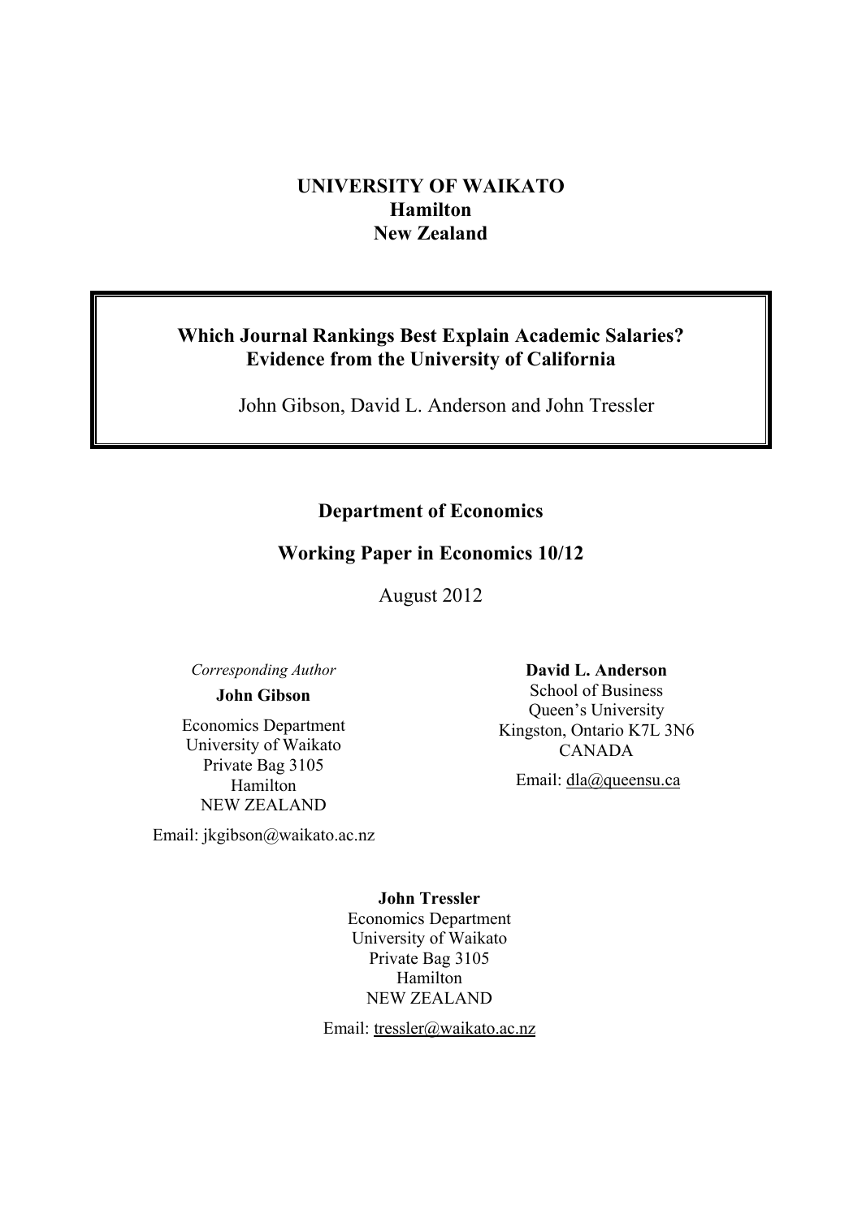**UNIVERSITY OF WAIKATO**
**Hamilton**
**New Zealand**

# Which Journal Rankings Best Explain Academic Salaries? Evidence from the University of California

John Gibson, David L. Anderson and John Tressler

**Department of Economics**

**Working Paper in Economics 10/12**

August 2012

*Corresponding Author*

**John Gibson**

Economics Department
University of Waikato
Private Bag 3105
Hamilton
NEW ZEALAND

Email: jkgibson@waikato.ac.nz

**David L. Anderson**

School of Business
Queen's University
Kingston, Ontario K7L 3N6
CANADA

Email: dla@queensu.ca

**John Tressler**

Economics Department
University of Waikato
Private Bag 3105
Hamilton
NEW ZEALAND

Email: tressler@waikato.ac.nz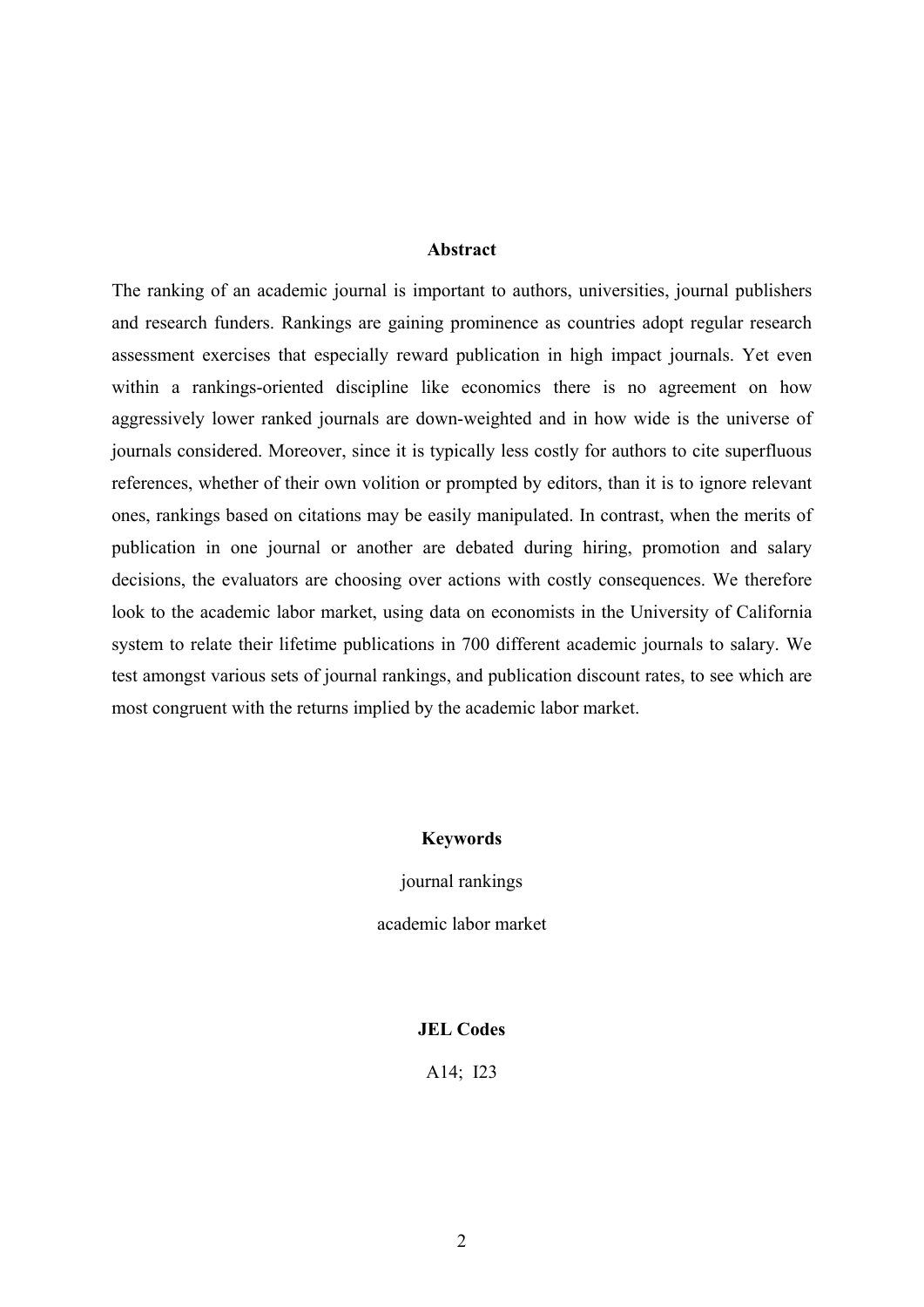## Abstract

The ranking of an academic journal is important to authors, universities, journal publishers and research funders. Rankings are gaining prominence as countries adopt regular research assessment exercises that especially reward publication in high impact journals. Yet even within a rankings-oriented discipline like economics there is no agreement on how aggressively lower ranked journals are down-weighted and in how wide is the universe of journals considered. Moreover, since it is typically less costly for authors to cite superfluous references, whether of their own volition or prompted by editors, than it is to ignore relevant ones, rankings based on citations may be easily manipulated. In contrast, when the merits of publication in one journal or another are debated during hiring, promotion and salary decisions, the evaluators are choosing over actions with costly consequences. We therefore look to the academic labor market, using data on economists in the University of California system to relate their lifetime publications in 700 different academic journals to salary. We test amongst various sets of journal rankings, and publication discount rates, to see which are most congruent with the returns implied by the academic labor market.

## Keywords

journal rankings

academic labor market

## JEL Codes

A14; I23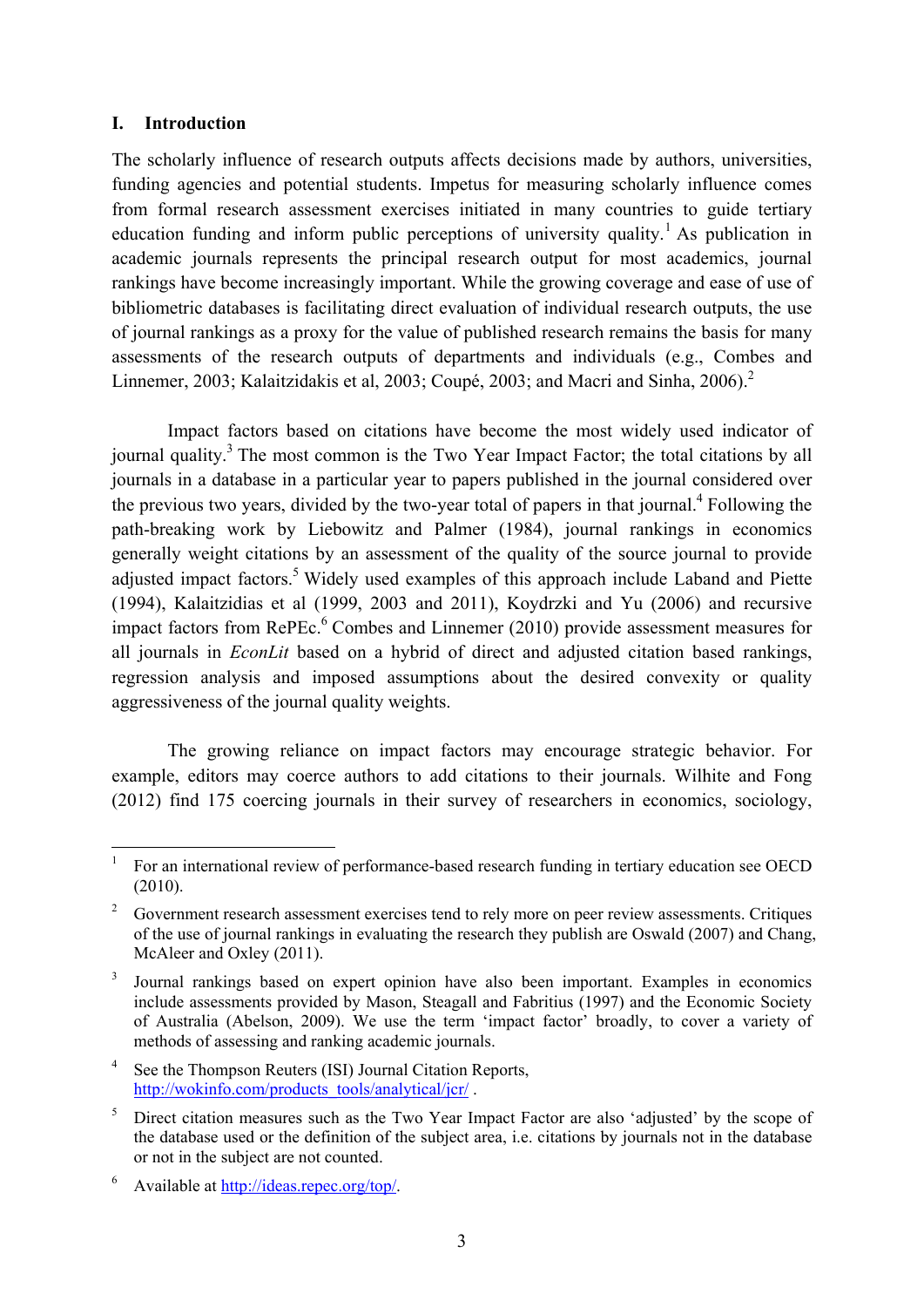## I. Introduction

The scholarly influence of research outputs affects decisions made by authors, universities, funding agencies and potential students. Impetus for measuring scholarly influence comes from formal research assessment exercises initiated in many countries to guide tertiary education funding and inform public perceptions of university quality.[1] As publication in academic journals represents the principal research output for most academics, journal rankings have become increasingly important. While the growing coverage and ease of use of bibliometric databases is facilitating direct evaluation of individual research outputs, the use of journal rankings as a proxy for the value of published research remains the basis for many assessments of the research outputs of departments and individuals (e.g., Combes and Linnemer, 2003; Kalaitzidakis et al, 2003; Coupé, 2003; and Macri and Sinha, 2006).[2]

Impact factors based on citations have become the most widely used indicator of journal quality.[3] The most common is the Two Year Impact Factor; the total citations by all journals in a database in a particular year to papers published in the journal considered over the previous two years, divided by the two-year total of papers in that journal.[4] Following the path-breaking work by Liebowitz and Palmer (1984), journal rankings in economics generally weight citations by an assessment of the quality of the source journal to provide adjusted impact factors.[5] Widely used examples of this approach include Laband and Piette (1994), Kalaitzidias et al (1999, 2003 and 2011), Koydrzki and Yu (2006) and recursive impact factors from RePEc.[6] Combes and Linnemer (2010) provide assessment measures for all journals in *EconLit* based on a hybrid of direct and adjusted citation based rankings, regression analysis and imposed assumptions about the desired convexity or quality aggressiveness of the journal quality weights.

The growing reliance on impact factors may encourage strategic behavior. For example, editors may coerce authors to add citations to their journals. Wilhite and Fong (2012) find 175 coercing journals in their survey of researchers in economics, sociology,

---

[1] For an international review of performance-based research funding in tertiary education see OECD (2010).

[2] Government research assessment exercises tend to rely more on peer review assessments. Critiques of the use of journal rankings in evaluating the research they publish are Oswald (2007) and Chang, McAleer and Oxley (2011).

[3] Journal rankings based on expert opinion have also been important. Examples in economics include assessments provided by Mason, Steagall and Fabritius (1997) and the Economic Society of Australia (Abelson, 2009). We use the term 'impact factor' broadly, to cover a variety of methods of assessing and ranking academic journals.

[4] See the Thompson Reuters (ISI) Journal Citation Reports, http://wokinfo.com/products_tools/analytical/jcr/ .

[5] Direct citation measures such as the Two Year Impact Factor are also 'adjusted' by the scope of the database used or the definition of the subject area, i.e. citations by journals not in the database or not in the subject are not counted.

[6] Available at http://ideas.repec.org/top/.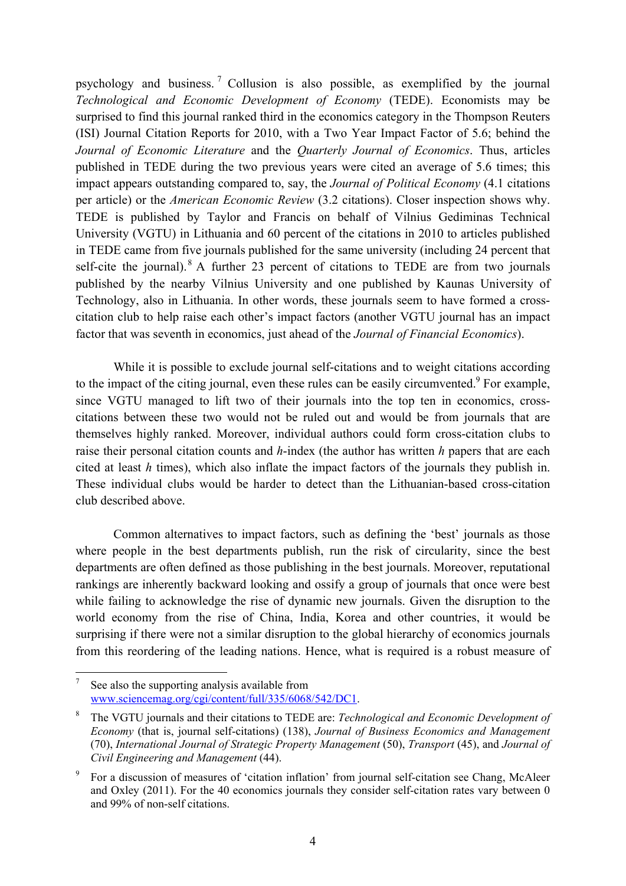psychology and business.[7] Collusion is also possible, as exemplified by the journal *Technological and Economic Development of Economy* (TEDE). Economists may be surprised to find this journal ranked third in the economics category in the Thompson Reuters (ISI) Journal Citation Reports for 2010, with a Two Year Impact Factor of 5.6; behind the *Journal of Economic Literature* and the *Quarterly Journal of Economics*. Thus, articles published in TEDE during the two previous years were cited an average of 5.6 times; this impact appears outstanding compared to, say, the *Journal of Political Economy* (4.1 citations per article) or the *American Economic Review* (3.2 citations). Closer inspection shows why. TEDE is published by Taylor and Francis on behalf of Vilnius Gediminas Technical University (VGTU) in Lithuania and 60 percent of the citations in 2010 to articles published in TEDE came from five journals published for the same university (including 24 percent that self-cite the journal).[8] A further 23 percent of citations to TEDE are from two journals published by the nearby Vilnius University and one published by Kaunas University of Technology, also in Lithuania. In other words, these journals seem to have formed a cross-citation club to help raise each other's impact factors (another VGTU journal has an impact factor that was seventh in economics, just ahead of the *Journal of Financial Economics*).

While it is possible to exclude journal self-citations and to weight citations according to the impact of the citing journal, even these rules can be easily circumvented.[9] For example, since VGTU managed to lift two of their journals into the top ten in economics, cross-citations between these two would not be ruled out and would be from journals that are themselves highly ranked. Moreover, individual authors could form cross-citation clubs to raise their personal citation counts and *h*-index (the author has written *h* papers that are each cited at least *h* times), which also inflate the impact factors of the journals they publish in. These individual clubs would be harder to detect than the Lithuanian-based cross-citation club described above.

Common alternatives to impact factors, such as defining the 'best' journals as those where people in the best departments publish, run the risk of circularity, since the best departments are often defined as those publishing in the best journals. Moreover, reputational rankings are inherently backward looking and ossify a group of journals that once were best while failing to acknowledge the rise of dynamic new journals. Given the disruption to the world economy from the rise of China, India, Korea and other countries, it would be surprising if there were not a similar disruption to the global hierarchy of economics journals from this reordering of the leading nations. Hence, what is required is a robust measure of

---

[7] See also the supporting analysis available from www.sciencemag.org/cgi/content/full/335/6068/542/DC1.

[8] The VGTU journals and their citations to TEDE are: *Technological and Economic Development of Economy* (that is, journal self-citations) (138), *Journal of Business Economics and Management* (70), *International Journal of Strategic Property Management* (50), *Transport* (45), and *Journal of Civil Engineering and Management* (44).

[9] For a discussion of measures of 'citation inflation' from journal self-citation see Chang, McAleer and Oxley (2011). For the 40 economics journals they consider self-citation rates vary between 0 and 99% of non-self citations.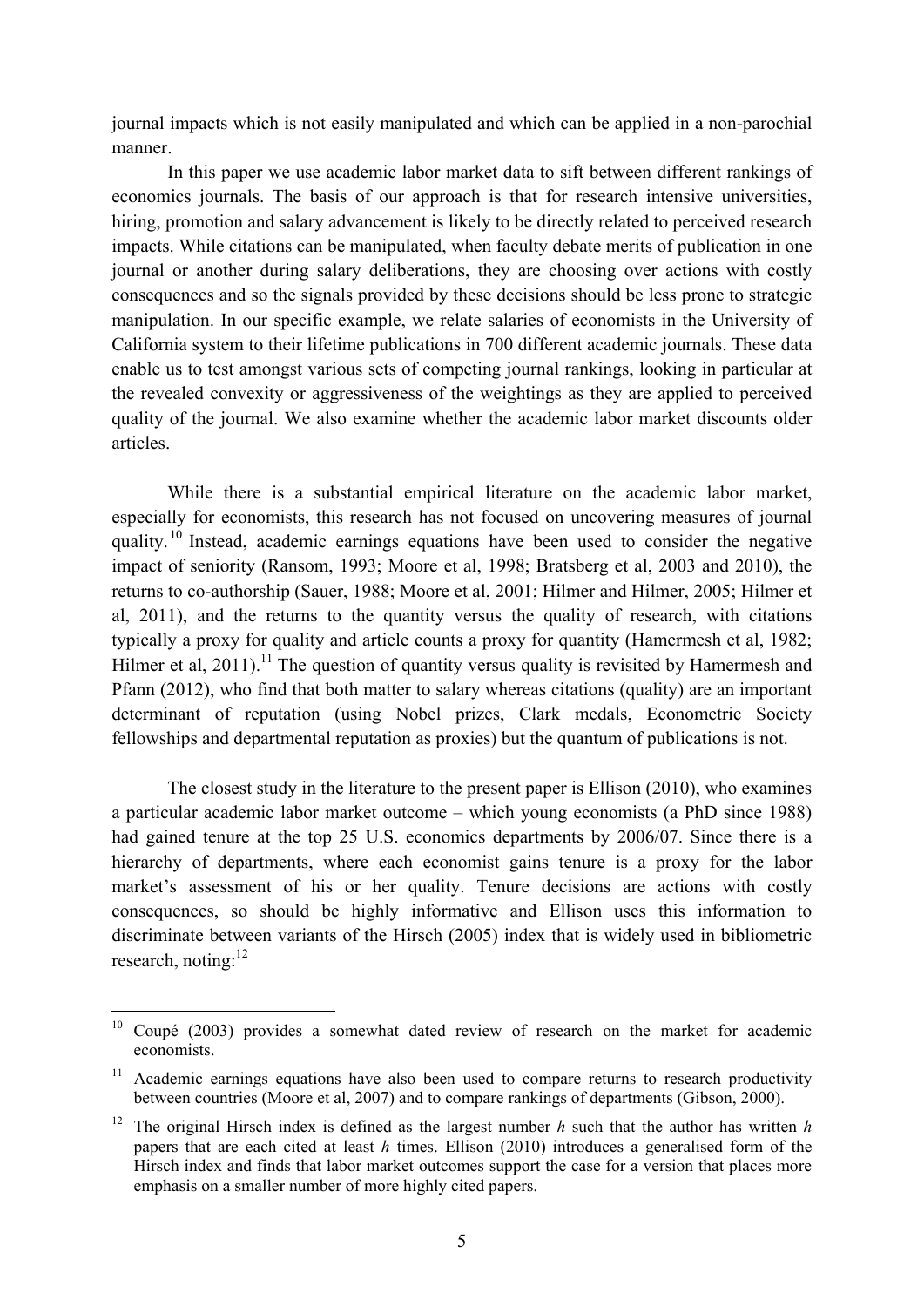journal impacts which is not easily manipulated and which can be applied in a non-parochial manner.

In this paper we use academic labor market data to sift between different rankings of economics journals. The basis of our approach is that for research intensive universities, hiring, promotion and salary advancement is likely to be directly related to perceived research impacts. While citations can be manipulated, when faculty debate merits of publication in one journal or another during salary deliberations, they are choosing over actions with costly consequences and so the signals provided by these decisions should be less prone to strategic manipulation. In our specific example, we relate salaries of economists in the University of California system to their lifetime publications in 700 different academic journals. These data enable us to test amongst various sets of competing journal rankings, looking in particular at the revealed convexity or aggressiveness of the weightings as they are applied to perceived quality of the journal. We also examine whether the academic labor market discounts older articles.

While there is a substantial empirical literature on the academic labor market, especially for economists, this research has not focused on uncovering measures of journal quality.[10] Instead, academic earnings equations have been used to consider the negative impact of seniority (Ransom, 1993; Moore et al, 1998; Bratsberg et al, 2003 and 2010), the returns to co-authorship (Sauer, 1988; Moore et al, 2001; Hilmer and Hilmer, 2005; Hilmer et al, 2011), and the returns to the quantity versus the quality of research, with citations typically a proxy for quality and article counts a proxy for quantity (Hamermesh et al, 1982; Hilmer et al, 2011).[11] The question of quantity versus quality is revisited by Hamermesh and Pfann (2012), who find that both matter to salary whereas citations (quality) are an important determinant of reputation (using Nobel prizes, Clark medals, Econometric Society fellowships and departmental reputation as proxies) but the quantum of publications is not.

The closest study in the literature to the present paper is Ellison (2010), who examines a particular academic labor market outcome – which young economists (a PhD since 1988) had gained tenure at the top 25 U.S. economics departments by 2006/07. Since there is a hierarchy of departments, where each economist gains tenure is a proxy for the labor market's assessment of his or her quality. Tenure decisions are actions with costly consequences, so should be highly informative and Ellison uses this information to discriminate between variants of the Hirsch (2005) index that is widely used in bibliometric research, noting:[12]

---

[10] Coupé (2003) provides a somewhat dated review of research on the market for academic economists.

[11] Academic earnings equations have also been used to compare returns to research productivity between countries (Moore et al, 2007) and to compare rankings of departments (Gibson, 2000).

[12] The original Hirsch index is defined as the largest number *h* such that the author has written *h* papers that are each cited at least *h* times. Ellison (2010) introduces a generalised form of the Hirsch index and finds that labor market outcomes support the case for a version that places more emphasis on a smaller number of more highly cited papers.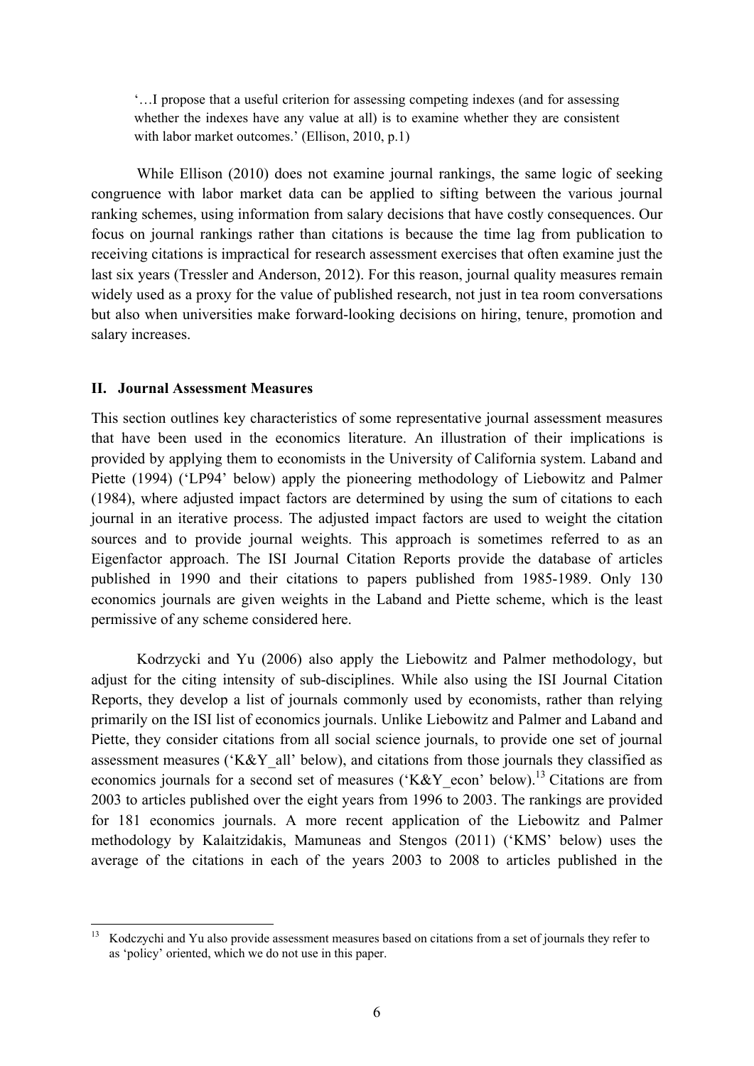> '…I propose that a useful criterion for assessing competing indexes (and for assessing whether the indexes have any value at all) is to examine whether they are consistent with labor market outcomes.' (Ellison, 2010, p.1)

While Ellison (2010) does not examine journal rankings, the same logic of seeking congruence with labor market data can be applied to sifting between the various journal ranking schemes, using information from salary decisions that have costly consequences. Our focus on journal rankings rather than citations is because the time lag from publication to receiving citations is impractical for research assessment exercises that often examine just the last six years (Tressler and Anderson, 2012). For this reason, journal quality measures remain widely used as a proxy for the value of published research, not just in tea room conversations but also when universities make forward-looking decisions on hiring, tenure, promotion and salary increases.

## II. Journal Assessment Measures

This section outlines key characteristics of some representative journal assessment measures that have been used in the economics literature. An illustration of their implications is provided by applying them to economists in the University of California system. Laband and Piette (1994) ('LP94' below) apply the pioneering methodology of Liebowitz and Palmer (1984), where adjusted impact factors are determined by using the sum of citations to each journal in an iterative process. The adjusted impact factors are used to weight the citation sources and to provide journal weights. This approach is sometimes referred to as an Eigenfactor approach. The ISI Journal Citation Reports provide the database of articles published in 1990 and their citations to papers published from 1985-1989. Only 130 economics journals are given weights in the Laband and Piette scheme, which is the least permissive of any scheme considered here.

Kodrzycki and Yu (2006) also apply the Liebowitz and Palmer methodology, but adjust for the citing intensity of sub-disciplines. While also using the ISI Journal Citation Reports, they develop a list of journals commonly used by economists, rather than relying primarily on the ISI list of economics journals. Unlike Liebowitz and Palmer and Laband and Piette, they consider citations from all social science journals, to provide one set of journal assessment measures ('K&Y_all' below), and citations from those journals they classified as economics journals for a second set of measures ('K&Y_econ' below).[13] Citations are from 2003 to articles published over the eight years from 1996 to 2003. The rankings are provided for 181 economics journals. A more recent application of the Liebowitz and Palmer methodology by Kalaitzidakis, Mamuneas and Stengos (2011) ('KMS' below) uses the average of the citations in each of the years 2003 to 2008 to articles published in the

---

[13] Kodczychi and Yu also provide assessment measures based on citations from a set of journals they refer to as 'policy' oriented, which we do not use in this paper.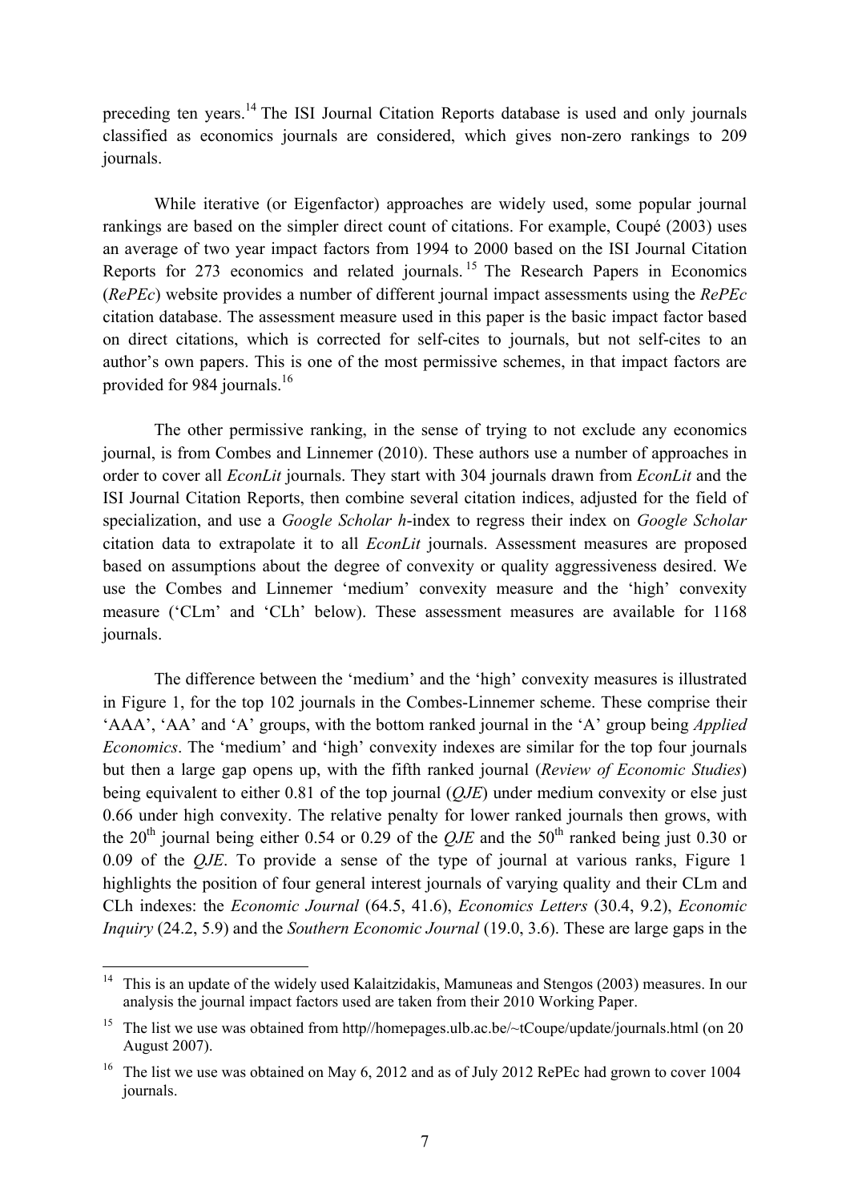preceding ten years.[14] The ISI Journal Citation Reports database is used and only journals classified as economics journals are considered, which gives non-zero rankings to 209 journals.

While iterative (or Eigenfactor) approaches are widely used, some popular journal rankings are based on the simpler direct count of citations. For example, Coupé (2003) uses an average of two year impact factors from 1994 to 2000 based on the ISI Journal Citation Reports for 273 economics and related journals.[15] The Research Papers in Economics (*RePEc*) website provides a number of different journal impact assessments using the *RePEc* citation database. The assessment measure used in this paper is the basic impact factor based on direct citations, which is corrected for self-cites to journals, but not self-cites to an author's own papers. This is one of the most permissive schemes, in that impact factors are provided for 984 journals.[16]

The other permissive ranking, in the sense of trying to not exclude any economics journal, is from Combes and Linnemer (2010). These authors use a number of approaches in order to cover all *EconLit* journals. They start with 304 journals drawn from *EconLit* and the ISI Journal Citation Reports, then combine several citation indices, adjusted for the field of specialization, and use a *Google Scholar h*-index to regress their index on *Google Scholar* citation data to extrapolate it to all *EconLit* journals. Assessment measures are proposed based on assumptions about the degree of convexity or quality aggressiveness desired. We use the Combes and Linnemer 'medium' convexity measure and the 'high' convexity measure ('CLm' and 'CLh' below). These assessment measures are available for 1168 journals.

The difference between the 'medium' and the 'high' convexity measures is illustrated in Figure 1, for the top 102 journals in the Combes-Linnemer scheme. These comprise their 'AAA', 'AA' and 'A' groups, with the bottom ranked journal in the 'A' group being *Applied Economics*. The 'medium' and 'high' convexity indexes are similar for the top four journals but then a large gap opens up, with the fifth ranked journal (*Review of Economic Studies*) being equivalent to either 0.81 of the top journal (*QJE*) under medium convexity or else just 0.66 under high convexity. The relative penalty for lower ranked journals then grows, with the 20th journal being either 0.54 or 0.29 of the *QJE* and the 50th ranked being just 0.30 or 0.09 of the *QJE*. To provide a sense of the type of journal at various ranks, Figure 1 highlights the position of four general interest journals of varying quality and their CLm and CLh indexes: the *Economic Journal* (64.5, 41.6), *Economics Letters* (30.4, 9.2), *Economic Inquiry* (24.2, 5.9) and the *Southern Economic Journal* (19.0, 3.6). These are large gaps in the

---

[14] This is an update of the widely used Kalaitzidakis, Mamuneas and Stengos (2003) measures. In our analysis the journal impact factors used are taken from their 2010 Working Paper.

[15] The list we use was obtained from http//homepages.ulb.ac.be/~tCoupe/update/journals.html (on 20 August 2007).

[16] The list we use was obtained on May 6, 2012 and as of July 2012 RePEc had grown to cover 1004 journals.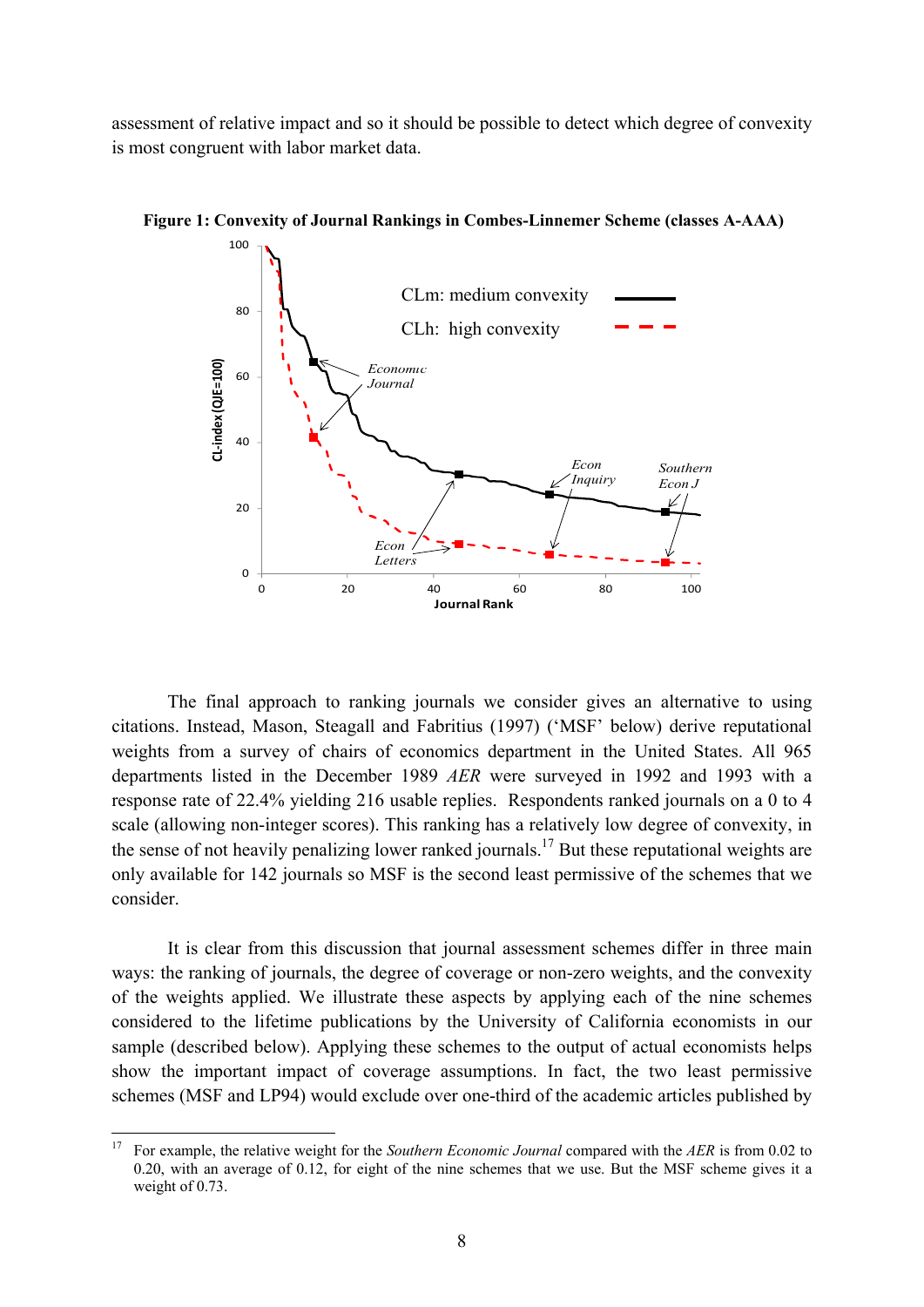assessment of relative impact and so it should be possible to detect which degree of convexity is most congruent with labor market data.

**Figure 1: Convexity of Journal Rankings in Combes-Linnemer Scheme (classes A-AAA)**

The final approach to ranking journals we consider gives an alternative to using citations. Instead, Mason, Steagall and Fabritius (1997) ('MSF' below) derive reputational weights from a survey of chairs of economics department in the United States. All 965 departments listed in the December 1989 *AER* were surveyed in 1992 and 1993 with a response rate of 22.4% yielding 216 usable replies. Respondents ranked journals on a 0 to 4 scale (allowing non-integer scores). This ranking has a relatively low degree of convexity, in the sense of not heavily penalizing lower ranked journals.[17] But these reputational weights are only available for 142 journals so MSF is the second least permissive of the schemes that we consider.

It is clear from this discussion that journal assessment schemes differ in three main ways: the ranking of journals, the degree of coverage or non-zero weights, and the convexity of the weights applied. We illustrate these aspects by applying each of the nine schemes considered to the lifetime publications by the University of California economists in our sample (described below). Applying these schemes to the output of actual economists helps show the important impact of coverage assumptions. In fact, the two least permissive schemes (MSF and LP94) would exclude over one-third of the academic articles published by

---

[17] For example, the relative weight for the *Southern Economic Journal* compared with the *AER* is from 0.02 to 0.20, with an average of 0.12, for eight of the nine schemes that we use. But the MSF scheme gives it a weight of 0.73.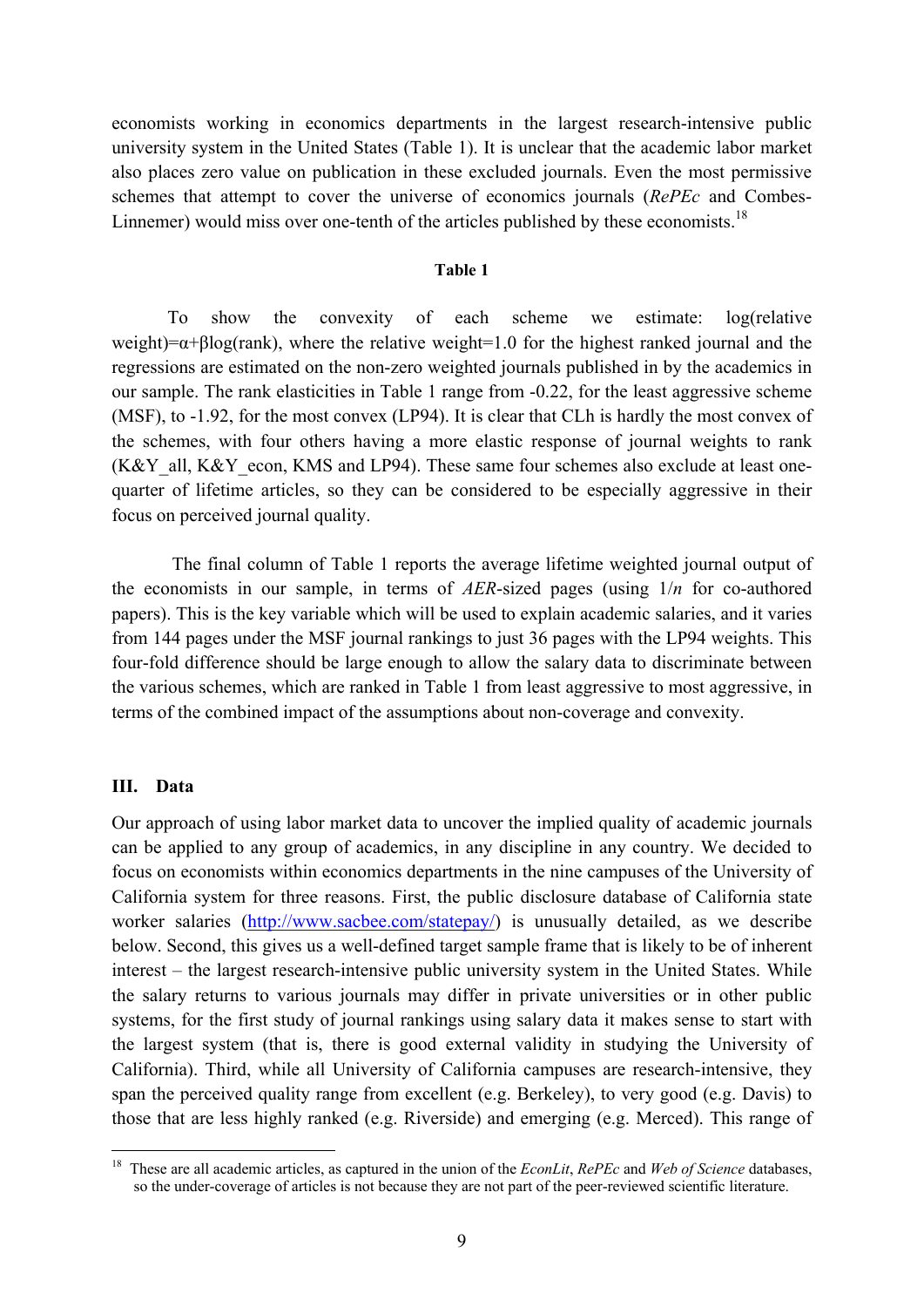economists working in economics departments in the largest research-intensive public university system in the United States (Table 1). It is unclear that the academic labor market also places zero value on publication in these excluded journals. Even the most permissive schemes that attempt to cover the universe of economics journals (*RePEc* and Combes-Linnemer) would miss over one-tenth of the articles published by these economists.[18]

**Table 1**

To show the convexity of each scheme we estimate: log(relative weight)=$\alpha$+$\beta$log(rank), where the relative weight=1.0 for the highest ranked journal and the regressions are estimated on the non-zero weighted journals published in by the academics in our sample. The rank elasticities in Table 1 range from -0.22, for the least aggressive scheme (MSF), to -1.92, for the most convex (LP94). It is clear that CLh is hardly the most convex of the schemes, with four others having a more elastic response of journal weights to rank (K&Y_all, K&Y_econ, KMS and LP94). These same four schemes also exclude at least one-quarter of lifetime articles, so they can be considered to be especially aggressive in their focus on perceived journal quality.

The final column of Table 1 reports the average lifetime weighted journal output of the economists in our sample, in terms of *AER*-sized pages (using 1/*n* for co-authored papers). This is the key variable which will be used to explain academic salaries, and it varies from 144 pages under the MSF journal rankings to just 36 pages with the LP94 weights. This four-fold difference should be large enough to allow the salary data to discriminate between the various schemes, which are ranked in Table 1 from least aggressive to most aggressive, in terms of the combined impact of the assumptions about non-coverage and convexity.

## III. Data

Our approach of using labor market data to uncover the implied quality of academic journals can be applied to any group of academics, in any discipline in any country. We decided to focus on economists within economics departments in the nine campuses of the University of California system for three reasons. First, the public disclosure database of California state worker salaries (http://www.sacbee.com/statepay/) is unusually detailed, as we describe below. Second, this gives us a well-defined target sample frame that is likely to be of inherent interest – the largest research-intensive public university system in the United States. While the salary returns to various journals may differ in private universities or in other public systems, for the first study of journal rankings using salary data it makes sense to start with the largest system (that is, there is good external validity in studying the University of California). Third, while all University of California campuses are research-intensive, they span the perceived quality range from excellent (e.g. Berkeley), to very good (e.g. Davis) to those that are less highly ranked (e.g. Riverside) and emerging (e.g. Merced). This range of

[18] These are all academic articles, as captured in the union of the *EconLit*, *RePEc* and *Web of Science* databases, so the under-coverage of articles is not because they are not part of the peer-reviewed scientific literature.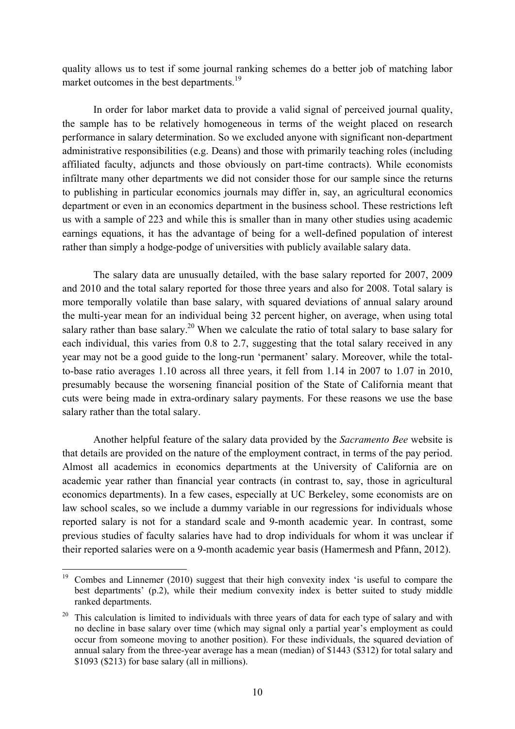quality allows us to test if some journal ranking schemes do a better job of matching labor market outcomes in the best departments.[19]

In order for labor market data to provide a valid signal of perceived journal quality, the sample has to be relatively homogeneous in terms of the weight placed on research performance in salary determination. So we excluded anyone with significant non-department administrative responsibilities (e.g. Deans) and those with primarily teaching roles (including affiliated faculty, adjuncts and those obviously on part-time contracts). While economists infiltrate many other departments we did not consider those for our sample since the returns to publishing in particular economics journals may differ in, say, an agricultural economics department or even in an economics department in the business school. These restrictions left us with a sample of 223 and while this is smaller than in many other studies using academic earnings equations, it has the advantage of being for a well-defined population of interest rather than simply a hodge-podge of universities with publicly available salary data.

The salary data are unusually detailed, with the base salary reported for 2007, 2009 and 2010 and the total salary reported for those three years and also for 2008. Total salary is more temporally volatile than base salary, with squared deviations of annual salary around the multi-year mean for an individual being 32 percent higher, on average, when using total salary rather than base salary.[20] When we calculate the ratio of total salary to base salary for each individual, this varies from 0.8 to 2.7, suggesting that the total salary received in any year may not be a good guide to the long-run 'permanent' salary. Moreover, while the total-to-base ratio averages 1.10 across all three years, it fell from 1.14 in 2007 to 1.07 in 2010, presumably because the worsening financial position of the State of California meant that cuts were being made in extra-ordinary salary payments. For these reasons we use the base salary rather than the total salary.

Another helpful feature of the salary data provided by the *Sacramento Bee* website is that details are provided on the nature of the employment contract, in terms of the pay period. Almost all academics in economics departments at the University of California are on academic year rather than financial year contracts (in contrast to, say, those in agricultural economics departments). In a few cases, especially at UC Berkeley, some economists are on law school scales, so we include a dummy variable in our regressions for individuals whose reported salary is not for a standard scale and 9-month academic year. In contrast, some previous studies of faculty salaries have had to drop individuals for whom it was unclear if their reported salaries were on a 9-month academic year basis (Hamermesh and Pfann, 2012).

---

[19] Combes and Linnemer (2010) suggest that their high convexity index 'is useful to compare the best departments' (p.2), while their medium convexity index is better suited to study middle ranked departments.

[20] This calculation is limited to individuals with three years of data for each type of salary and with no decline in base salary over time (which may signal only a partial year's employment as could occur from someone moving to another position). For these individuals, the squared deviation of annual salary from the three-year average has a mean (median) of $1443 ($312) for total salary and $1093 ($213) for base salary (all in millions).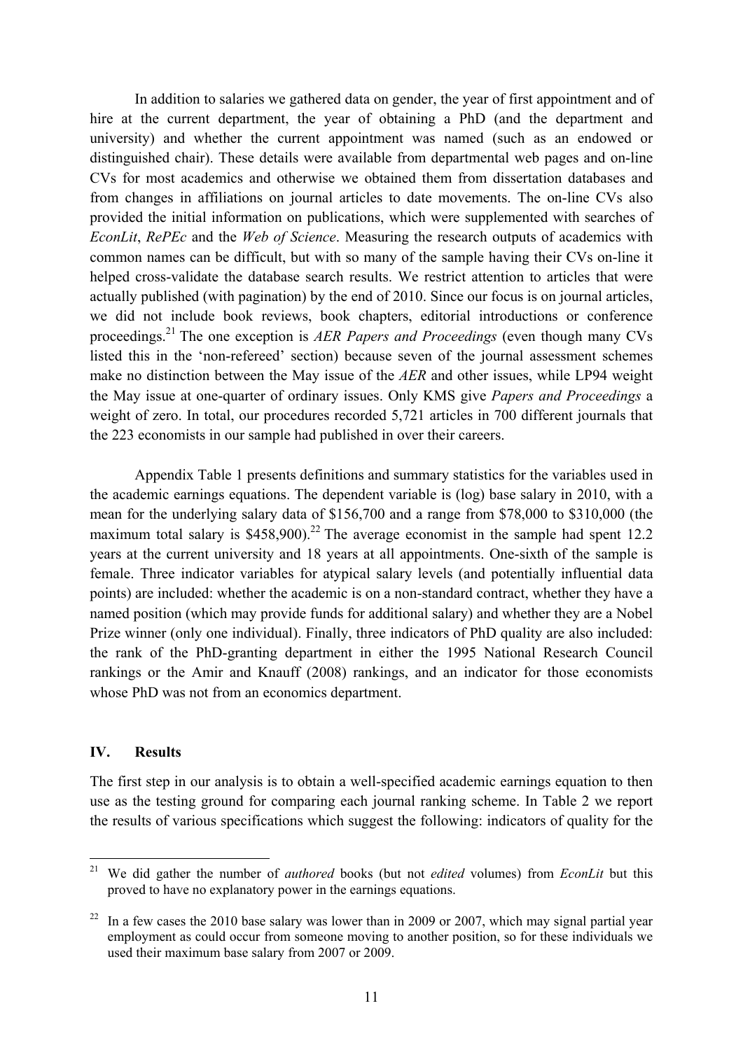In addition to salaries we gathered data on gender, the year of first appointment and of hire at the current department, the year of obtaining a PhD (and the department and university) and whether the current appointment was named (such as an endowed or distinguished chair). These details were available from departmental web pages and on-line CVs for most academics and otherwise we obtained them from dissertation databases and from changes in affiliations on journal articles to date movements. The on-line CVs also provided the initial information on publications, which were supplemented with searches of *EconLit*, *RePEc* and the *Web of Science*. Measuring the research outputs of academics with common names can be difficult, but with so many of the sample having their CVs on-line it helped cross-validate the database search results. We restrict attention to articles that were actually published (with pagination) by the end of 2010. Since our focus is on journal articles, we did not include book reviews, book chapters, editorial introductions or conference proceedings.[21] The one exception is *AER Papers and Proceedings* (even though many CVs listed this in the 'non-refereed' section) because seven of the journal assessment schemes make no distinction between the May issue of the *AER* and other issues, while LP94 weight the May issue at one-quarter of ordinary issues. Only KMS give *Papers and Proceedings* a weight of zero. In total, our procedures recorded 5,721 articles in 700 different journals that the 223 economists in our sample had published in over their careers.

Appendix Table 1 presents definitions and summary statistics for the variables used in the academic earnings equations. The dependent variable is (log) base salary in 2010, with a mean for the underlying salary data of \$156,700 and a range from \$78,000 to \$310,000 (the maximum total salary is \$458,900).[22] The average economist in the sample had spent 12.2 years at the current university and 18 years at all appointments. One-sixth of the sample is female. Three indicator variables for atypical salary levels (and potentially influential data points) are included: whether the academic is on a non-standard contract, whether they have a named position (which may provide funds for additional salary) and whether they are a Nobel Prize winner (only one individual). Finally, three indicators of PhD quality are also included: the rank of the PhD-granting department in either the 1995 National Research Council rankings or the Amir and Knauff (2008) rankings, and an indicator for those economists whose PhD was not from an economics department.

## IV. Results

The first step in our analysis is to obtain a well-specified academic earnings equation to then use as the testing ground for comparing each journal ranking scheme. In Table 2 we report the results of various specifications which suggest the following: indicators of quality for the

---

[21] We did gather the number of *authored* books (but not *edited* volumes) from *EconLit* but this proved to have no explanatory power in the earnings equations.

[22] In a few cases the 2010 base salary was lower than in 2009 or 2007, which may signal partial year employment as could occur from someone moving to another position, so for these individuals we used their maximum base salary from 2007 or 2009.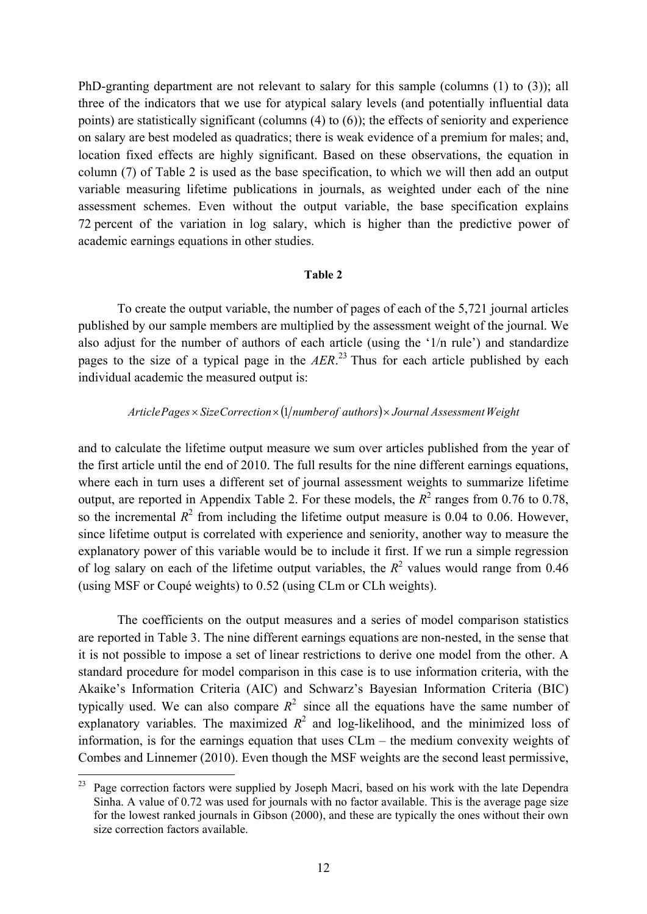PhD-granting department are not relevant to salary for this sample (columns (1) to (3)); all three of the indicators that we use for atypical salary levels (and potentially influential data points) are statistically significant (columns (4) to (6)); the effects of seniority and experience on salary are best modeled as quadratics; there is weak evidence of a premium for males; and, location fixed effects are highly significant. Based on these observations, the equation in column (7) of Table 2 is used as the base specification, to which we will then add an output variable measuring lifetime publications in journals, as weighted under each of the nine assessment schemes. Even without the output variable, the base specification explains 72 percent of the variation in log salary, which is higher than the predictive power of academic earnings equations in other studies.

**Table 2**

To create the output variable, the number of pages of each of the 5,721 journal articles published by our sample members are multiplied by the assessment weight of the journal. We also adjust for the number of authors of each article (using the '1/n rule') and standardize pages to the size of a typical page in the *AER*.[23] Thus for each article published by each individual academic the measured output is:

$$ArticlePages \times SizeCorrection \times (1/number\,of\;authors) \times Journal\,Assessment\,Weight$$

and to calculate the lifetime output measure we sum over articles published from the year of the first article until the end of 2010. The full results for the nine different earnings equations, where each in turn uses a different set of journal assessment weights to summarize lifetime output, are reported in Appendix Table 2. For these models, the $R^2$ ranges from 0.76 to 0.78, so the incremental $R^2$ from including the lifetime output measure is 0.04 to 0.06. However, since lifetime output is correlated with experience and seniority, another way to measure the explanatory power of this variable would be to include it first. If we run a simple regression of log salary on each of the lifetime output variables, the $R^2$ values would range from 0.46 (using MSF or Coupé weights) to 0.52 (using CLm or CLh weights).

The coefficients on the output measures and a series of model comparison statistics are reported in Table 3. The nine different earnings equations are non-nested, in the sense that it is not possible to impose a set of linear restrictions to derive one model from the other. A standard procedure for model comparison in this case is to use information criteria, with the Akaike's Information Criteria (AIC) and Schwarz's Bayesian Information Criteria (BIC) typically used. We can also compare $R^2$ since all the equations have the same number of explanatory variables. The maximized $R^2$ and log-likelihood, and the minimized loss of information, is for the earnings equation that uses CLm – the medium convexity weights of Combes and Linnemer (2010). Even though the MSF weights are the second least permissive,

[23] Page correction factors were supplied by Joseph Macri, based on his work with the late Dependra Sinha. A value of 0.72 was used for journals with no factor available. This is the average page size for the lowest ranked journals in Gibson (2000), and these are typically the ones without their own size correction factors available.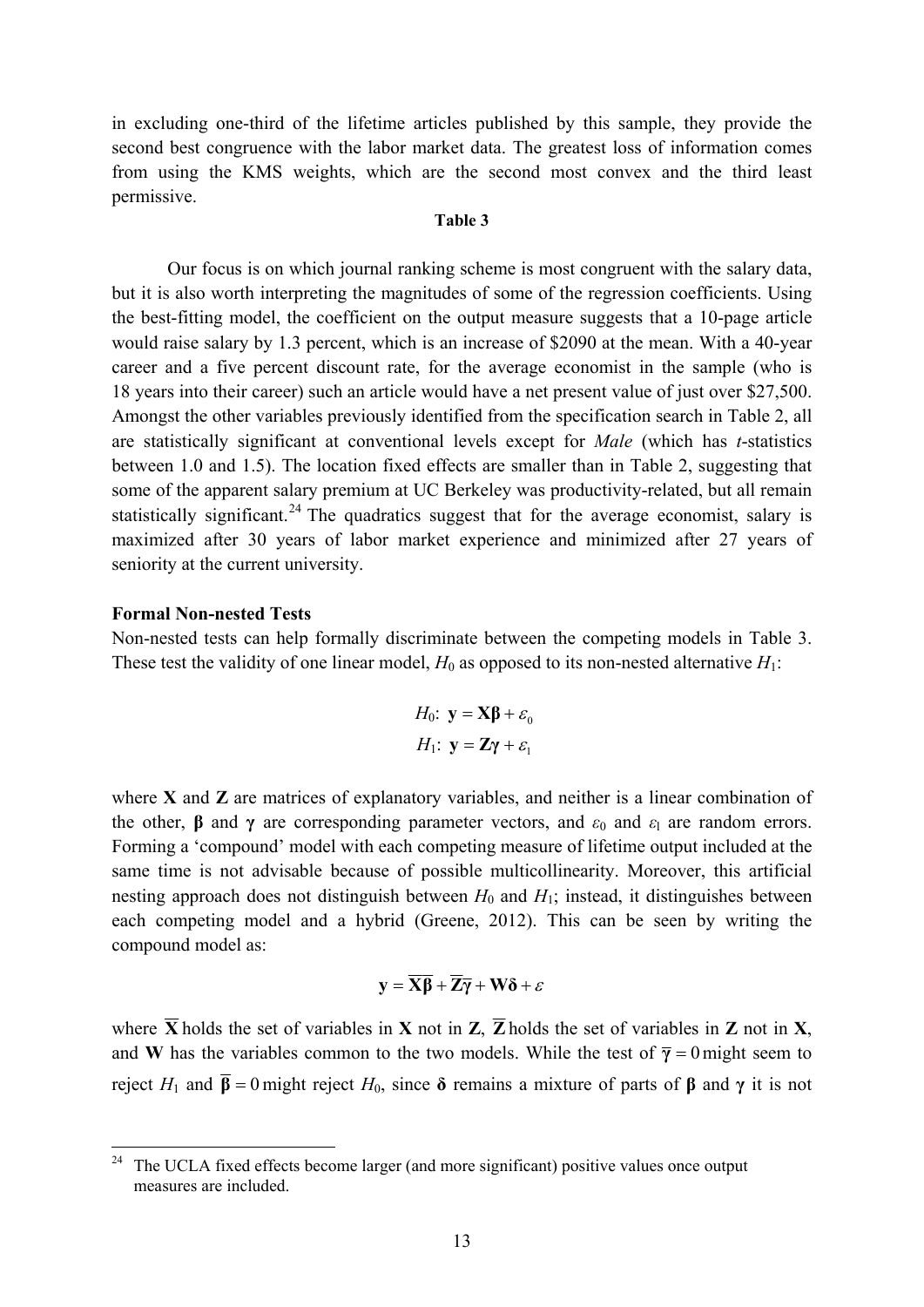in excluding one-third of the lifetime articles published by this sample, they provide the second best congruence with the labor market data. The greatest loss of information comes from using the KMS weights, which are the second most convex and the third least permissive.

**Table 3**

Our focus is on which journal ranking scheme is most congruent with the salary data, but it is also worth interpreting the magnitudes of some of the regression coefficients. Using the best-fitting model, the coefficient on the output measure suggests that a 10-page article would raise salary by 1.3 percent, which is an increase of $2090 at the mean. With a 40-year career and a five percent discount rate, for the average economist in the sample (who is 18 years into their career) such an article would have a net present value of just over $27,500. Amongst the other variables previously identified from the specification search in Table 2, all are statistically significant at conventional levels except for *Male* (which has *t*-statistics between 1.0 and 1.5). The location fixed effects are smaller than in Table 2, suggesting that some of the apparent salary premium at UC Berkeley was productivity-related, but all remain statistically significant.[24] The quadratics suggest that for the average economist, salary is maximized after 30 years of labor market experience and minimized after 27 years of seniority at the current university.

**Formal Non-nested Tests**

Non-nested tests can help formally discriminate between the competing models in Table 3. These test the validity of one linear model, $H_0$ as opposed to its non-nested alternative $H_1$:

$$H_0\text{: } \mathbf{y} = \mathbf{X}\boldsymbol{\beta} + \varepsilon_0$$

$$H_1\text{: } \mathbf{y} = \mathbf{Z}\boldsymbol{\gamma} + \varepsilon_1$$

where **X** and **Z** are matrices of explanatory variables, and neither is a linear combination of the other, $\boldsymbol{\beta}$ and $\boldsymbol{\gamma}$ are corresponding parameter vectors, and $\varepsilon_0$ and $\varepsilon_1$ are random errors. Forming a 'compound' model with each competing measure of lifetime output included at the same time is not advisable because of possible multicollinearity. Moreover, this artificial nesting approach does not distinguish between $H_0$ and $H_1$; instead, it distinguishes between each competing model and a hybrid (Greene, 2012). This can be seen by writing the compound model as:

$$\mathbf{y} = \overline{\mathbf{X}}\overline{\boldsymbol{\beta}} + \overline{\mathbf{Z}}\overline{\boldsymbol{\gamma}} + \mathbf{W}\boldsymbol{\delta} + \varepsilon$$

where $\overline{\mathbf{X}}$ holds the set of variables in **X** not in **Z**, $\overline{\mathbf{Z}}$ holds the set of variables in **Z** not in **X**, and **W** has the variables common to the two models. While the test of $\overline{\boldsymbol{\gamma}} = 0$ might seem to reject $H_1$ and $\overline{\boldsymbol{\beta}} = 0$ might reject $H_0$, since $\boldsymbol{\delta}$ remains a mixture of parts of $\boldsymbol{\beta}$ and $\boldsymbol{\gamma}$ it is not

[24] The UCLA fixed effects become larger (and more significant) positive values once output measures are included.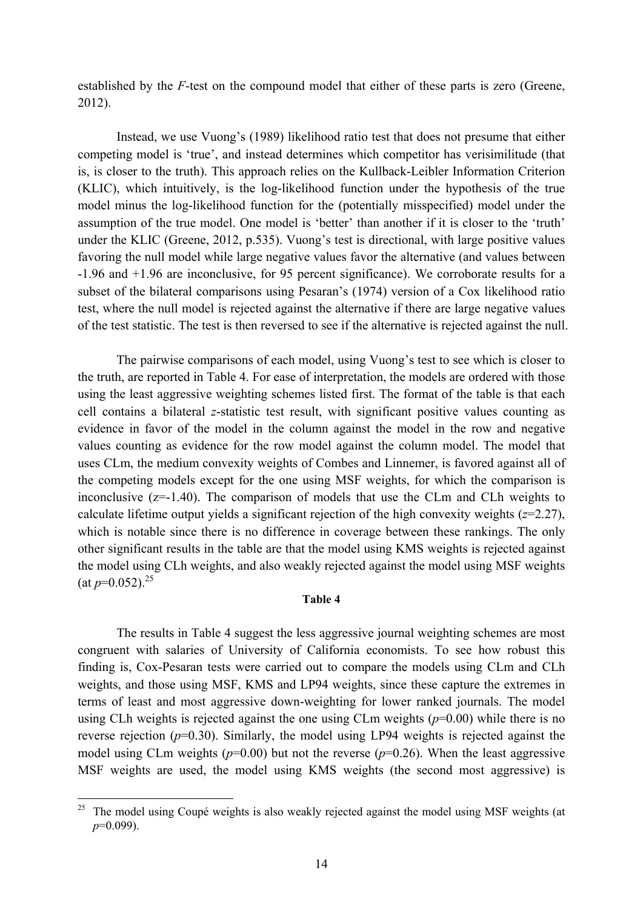established by the *F*-test on the compound model that either of these parts is zero (Greene, 2012).

Instead, we use Vuong's (1989) likelihood ratio test that does not presume that either competing model is 'true', and instead determines which competitor has verisimilitude (that is, is closer to the truth). This approach relies on the Kullback-Leibler Information Criterion (KLIC), which intuitively, is the log-likelihood function under the hypothesis of the true model minus the log-likelihood function for the (potentially misspecified) model under the assumption of the true model. One model is 'better' than another if it is closer to the 'truth' under the KLIC (Greene, 2012, p.535). Vuong's test is directional, with large positive values favoring the null model while large negative values favor the alternative (and values between -1.96 and +1.96 are inconclusive, for 95 percent significance). We corroborate results for a subset of the bilateral comparisons using Pesaran's (1974) version of a Cox likelihood ratio test, where the null model is rejected against the alternative if there are large negative values of the test statistic. The test is then reversed to see if the alternative is rejected against the null.

The pairwise comparisons of each model, using Vuong's test to see which is closer to the truth, are reported in Table 4. For ease of interpretation, the models are ordered with those using the least aggressive weighting schemes listed first. The format of the table is that each cell contains a bilateral *z*-statistic test result, with significant positive values counting as evidence in favor of the model in the column against the model in the row and negative values counting as evidence for the row model against the column model. The model that uses CLm, the medium convexity weights of Combes and Linnemer, is favored against all of the competing models except for the one using MSF weights, for which the comparison is inconclusive ($z$=-1.40). The comparison of models that use the CLm and CLh weights to calculate lifetime output yields a significant rejection of the high convexity weights ($z$=2.27), which is notable since there is no difference in coverage between these rankings. The only other significant results in the table are that the model using KMS weights is rejected against the model using CLh weights, and also weakly rejected against the model using MSF weights (at $p$=0.052).[25]

**Table 4**

The results in Table 4 suggest the less aggressive journal weighting schemes are most congruent with salaries of University of California economists. To see how robust this finding is, Cox-Pesaran tests were carried out to compare the models using CLm and CLh weights, and those using MSF, KMS and LP94 weights, since these capture the extremes in terms of least and most aggressive down-weighting for lower ranked journals. The model using CLh weights is rejected against the one using CLm weights ($p$=0.00) while there is no reverse rejection ($p$=0.30). Similarly, the model using LP94 weights is rejected against the model using CLm weights ($p$=0.00) but not the reverse ($p$=0.26). When the least aggressive MSF weights are used, the model using KMS weights (the second most aggressive) is

---

[25] The model using Coupé weights is also weakly rejected against the model using MSF weights (at $p$=0.099).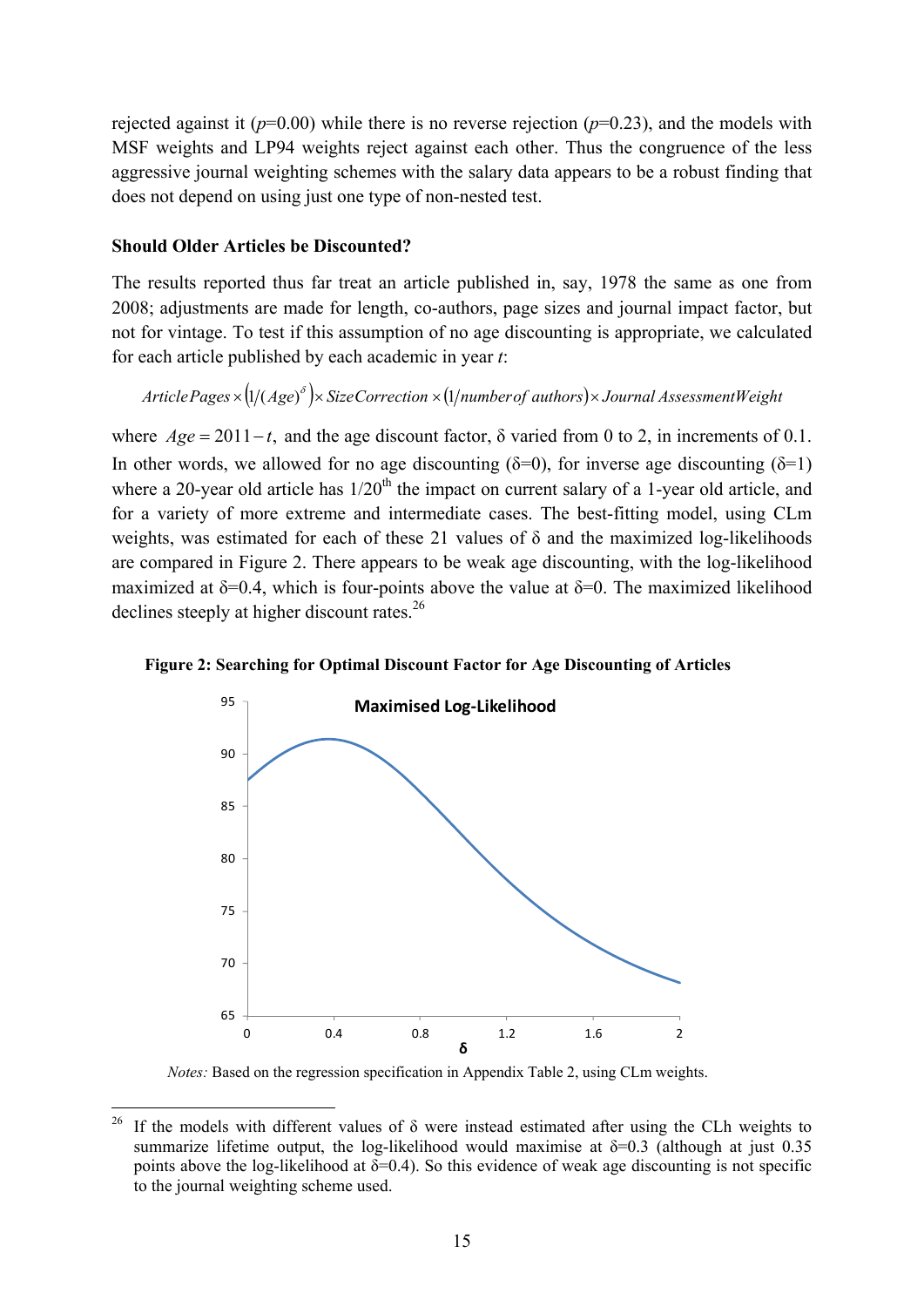rejected against it ($p$=0.00) while there is no reverse rejection ($p$=0.23), and the models with MSF weights and LP94 weights reject against each other. Thus the congruence of the less aggressive journal weighting schemes with the salary data appears to be a robust finding that does not depend on using just one type of non-nested test.

**Should Older Articles be Discounted?**

The results reported thus far treat an article published in, say, 1978 the same as one from 2008; adjustments are made for length, co-authors, page sizes and journal impact factor, but not for vintage. To test if this assumption of no age discounting is appropriate, we calculated for each article published by each academic in year $t$:

$$ArticlePages \times \left(1/(Age)^{\delta}\right) \times SizeCorrection \times \left(1/number\,of\;authors\right) \times Journal\;AssessmentWeight$$

where $Age = 2011 - t$, and the age discount factor, δ varied from 0 to 2, in increments of 0.1. In other words, we allowed for no age discounting (δ=0), for inverse age discounting (δ=1) where a 20-year old article has 1/20[th] the impact on current salary of a 1-year old article, and for a variety of more extreme and intermediate cases. The best-fitting model, using CLm weights, was estimated for each of these 21 values of δ and the maximized log-likelihoods are compared in Figure 2. There appears to be weak age discounting, with the log-likelihood maximized at δ=0.4, which is four-points above the value at δ=0. The maximized likelihood declines steeply at higher discount rates.[26]

**Figure 2: Searching for Optimal Discount Factor for Age Discounting of Articles**

*Notes:* Based on the regression specification in Appendix Table 2, using CLm weights.

[26] If the models with different values of δ were instead estimated after using the CLh weights to summarize lifetime output, the log-likelihood would maximise at δ=0.3 (although at just 0.35 points above the log-likelihood at δ=0.4). So this evidence of weak age discounting is not specific to the journal weighting scheme used.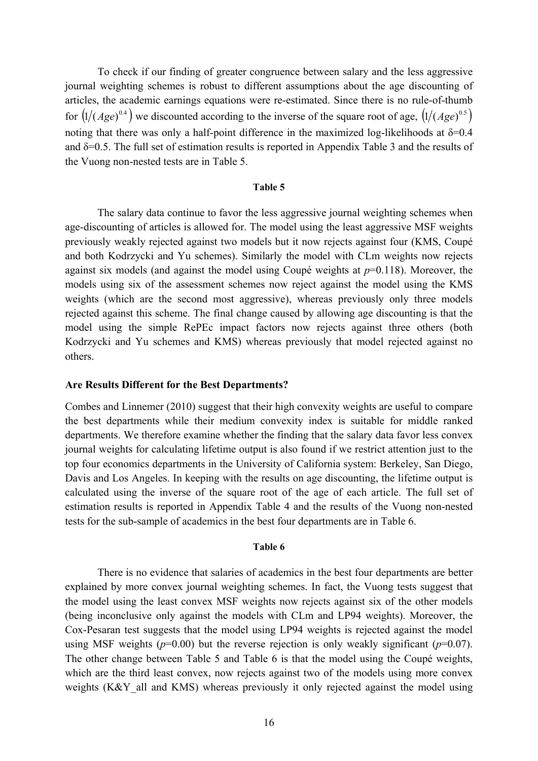To check if our finding of greater congruence between salary and the less aggressive journal weighting schemes is robust to different assumptions about the age discounting of articles, the academic earnings equations were re-estimated. Since there is no rule-of-thumb for $\left(1/(Age)^{0.4}\right)$ we discounted according to the inverse of the square root of age, $\left(1/(Age)^{0.5}\right)$ noting that there was only a half-point difference in the maximized log-likelihoods at $\delta$=0.4 and $\delta$=0.5. The full set of estimation results is reported in Appendix Table 3 and the results of the Vuong non-nested tests are in Table 5.

**Table 5**

The salary data continue to favor the less aggressive journal weighting schemes when age-discounting of articles is allowed for. The model using the least aggressive MSF weights previously weakly rejected against two models but it now rejects against four (KMS, Coupé and both Kodrzycki and Yu schemes). Similarly the model with CLm weights now rejects against six models (and against the model using Coupé weights at $p$=0.118). Moreover, the models using six of the assessment schemes now reject against the model using the KMS weights (which are the second most aggressive), whereas previously only three models rejected against this scheme. The final change caused by allowing age discounting is that the model using the simple RePEc impact factors now rejects against three others (both Kodrzycki and Yu schemes and KMS) whereas previously that model rejected against no others.

**Are Results Different for the Best Departments?**

Combes and Linnemer (2010) suggest that their high convexity weights are useful to compare the best departments while their medium convexity index is suitable for middle ranked departments. We therefore examine whether the finding that the salary data favor less convex journal weights for calculating lifetime output is also found if we restrict attention just to the top four economics departments in the University of California system: Berkeley, San Diego, Davis and Los Angeles. In keeping with the results on age discounting, the lifetime output is calculated using the inverse of the square root of the age of each article. The full set of estimation results is reported in Appendix Table 4 and the results of the Vuong non-nested tests for the sub-sample of academics in the best four departments are in Table 6.

**Table 6**

There is no evidence that salaries of academics in the best four departments are better explained by more convex journal weighting schemes. In fact, the Vuong tests suggest that the model using the least convex MSF weights now rejects against six of the other models (being inconclusive only against the models with CLm and LP94 weights). Moreover, the Cox-Pesaran test suggests that the model using LP94 weights is rejected against the model using MSF weights ($p$=0.00) but the reverse rejection is only weakly significant ($p$=0.07). The other change between Table 5 and Table 6 is that the model using the Coupé weights, which are the third least convex, now rejects against two of the models using more convex weights (K&Y_all and KMS) whereas previously it only rejected against the model using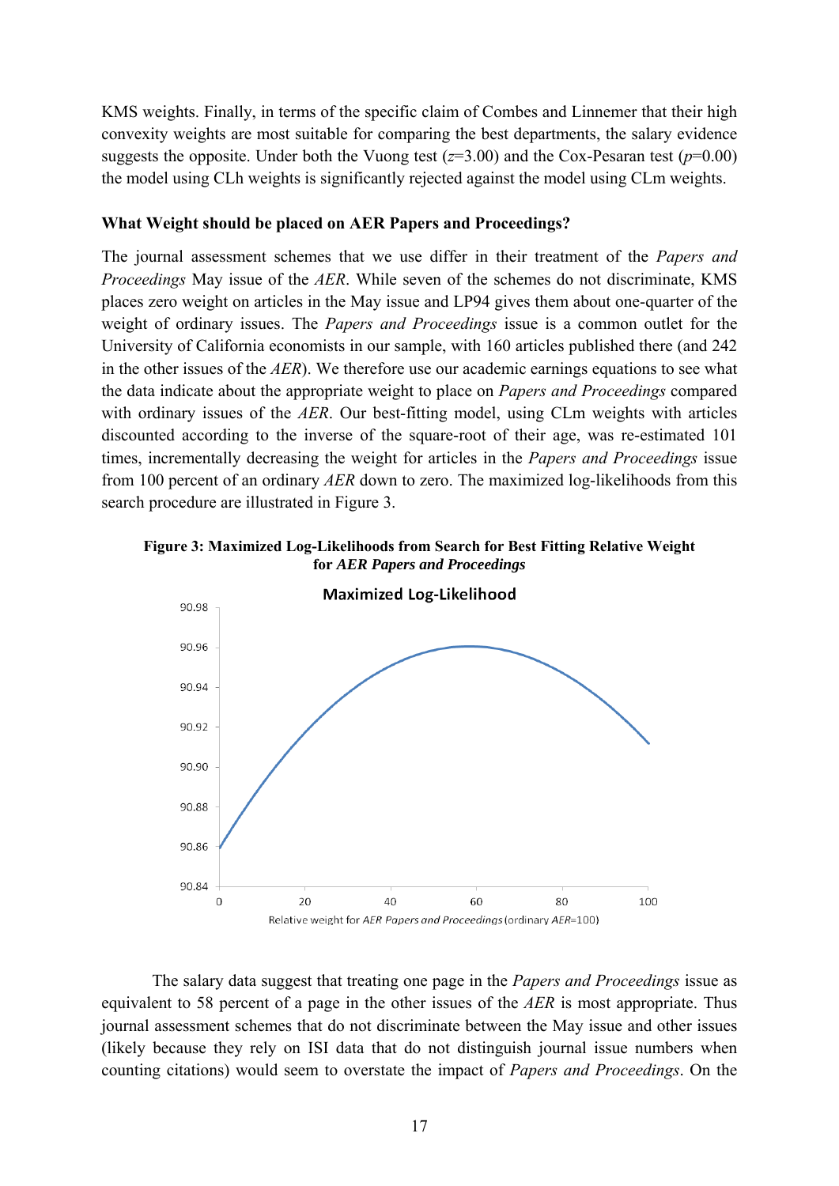KMS weights. Finally, in terms of the specific claim of Combes and Linnemer that their high convexity weights are most suitable for comparing the best departments, the salary evidence suggests the opposite. Under both the Vuong test ($z$=3.00) and the Cox-Pesaran test ($p$=0.00) the model using CLh weights is significantly rejected against the model using CLm weights.

**What Weight should be placed on AER Papers and Proceedings?**

The journal assessment schemes that we use differ in their treatment of the *Papers and Proceedings* May issue of the *AER*. While seven of the schemes do not discriminate, KMS places zero weight on articles in the May issue and LP94 gives them about one-quarter of the weight of ordinary issues. The *Papers and Proceedings* issue is a common outlet for the University of California economists in our sample, with 160 articles published there (and 242 in the other issues of the *AER*). We therefore use our academic earnings equations to see what the data indicate about the appropriate weight to place on *Papers and Proceedings* compared with ordinary issues of the *AER*. Our best-fitting model, using CLm weights with articles discounted according to the inverse of the square-root of their age, was re-estimated 101 times, incrementally decreasing the weight for articles in the *Papers and Proceedings* issue from 100 percent of an ordinary *AER* down to zero. The maximized log-likelihoods from this search procedure are illustrated in Figure 3.

**Figure 3: Maximized Log-Likelihoods from Search for Best Fitting Relative Weight for *AER Papers and Proceedings***

Maximized Log-Likelihood

Relative weight for *AER Papers and Proceedings* (ordinary *AER*=100)

The salary data suggest that treating one page in the *Papers and Proceedings* issue as equivalent to 58 percent of a page in the other issues of the *AER* is most appropriate. Thus journal assessment schemes that do not discriminate between the May issue and other issues (likely because they rely on ISI data that do not distinguish journal issue numbers when counting citations) would seem to overstate the impact of *Papers and Proceedings*. On the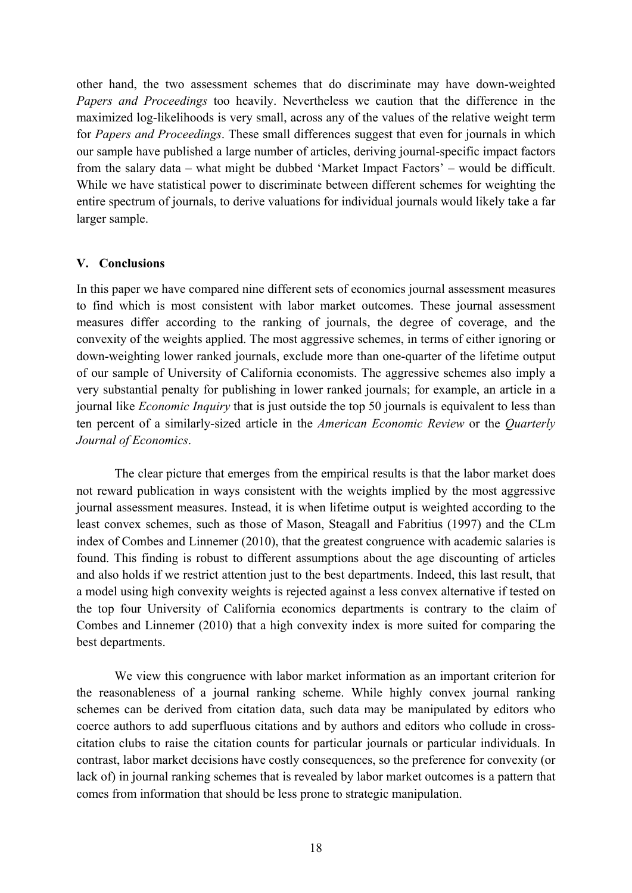other hand, the two assessment schemes that do discriminate may have down-weighted *Papers and Proceedings* too heavily. Nevertheless we caution that the difference in the maximized log-likelihoods is very small, across any of the values of the relative weight term for *Papers and Proceedings*. These small differences suggest that even for journals in which our sample have published a large number of articles, deriving journal-specific impact factors from the salary data – what might be dubbed 'Market Impact Factors' – would be difficult. While we have statistical power to discriminate between different schemes for weighting the entire spectrum of journals, to derive valuations for individual journals would likely take a far larger sample.

## V. Conclusions

In this paper we have compared nine different sets of economics journal assessment measures to find which is most consistent with labor market outcomes. These journal assessment measures differ according to the ranking of journals, the degree of coverage, and the convexity of the weights applied. The most aggressive schemes, in terms of either ignoring or down-weighting lower ranked journals, exclude more than one-quarter of the lifetime output of our sample of University of California economists. The aggressive schemes also imply a very substantial penalty for publishing in lower ranked journals; for example, an article in a journal like *Economic Inquiry* that is just outside the top 50 journals is equivalent to less than ten percent of a similarly-sized article in the *American Economic Review* or the *Quarterly Journal of Economics*.

The clear picture that emerges from the empirical results is that the labor market does not reward publication in ways consistent with the weights implied by the most aggressive journal assessment measures. Instead, it is when lifetime output is weighted according to the least convex schemes, such as those of Mason, Steagall and Fabritius (1997) and the CLm index of Combes and Linnemer (2010), that the greatest congruence with academic salaries is found. This finding is robust to different assumptions about the age discounting of articles and also holds if we restrict attention just to the best departments. Indeed, this last result, that a model using high convexity weights is rejected against a less convex alternative if tested on the top four University of California economics departments is contrary to the claim of Combes and Linnemer (2010) that a high convexity index is more suited for comparing the best departments.

We view this congruence with labor market information as an important criterion for the reasonableness of a journal ranking scheme. While highly convex journal ranking schemes can be derived from citation data, such data may be manipulated by editors who coerce authors to add superfluous citations and by authors and editors who collude in cross-citation clubs to raise the citation counts for particular journals or particular individuals. In contrast, labor market decisions have costly consequences, so the preference for convexity (or lack of) in journal ranking schemes that is revealed by labor market outcomes is a pattern that comes from information that should be less prone to strategic manipulation.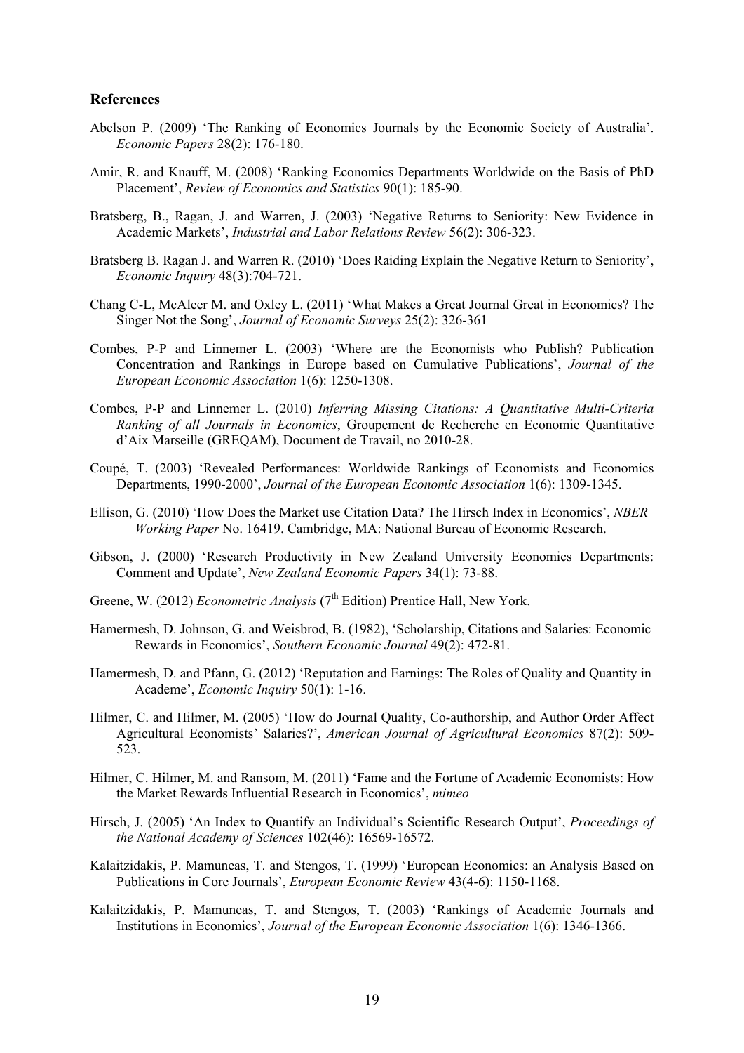## References

Abelson P. (2009) 'The Ranking of Economics Journals by the Economic Society of Australia'. *Economic Papers* 28(2): 176-180.

Amir, R. and Knauff, M. (2008) 'Ranking Economics Departments Worldwide on the Basis of PhD Placement', *Review of Economics and Statistics* 90(1): 185-90.

Bratsberg, B., Ragan, J. and Warren, J. (2003) 'Negative Returns to Seniority: New Evidence in Academic Markets', *Industrial and Labor Relations Review* 56(2): 306-323.

Bratsberg B. Ragan J. and Warren R. (2010) 'Does Raiding Explain the Negative Return to Seniority', *Economic Inquiry* 48(3):704-721.

Chang C-L, McAleer M. and Oxley L. (2011) 'What Makes a Great Journal Great in Economics? The Singer Not the Song', *Journal of Economic Surveys* 25(2): 326-361

Combes, P-P and Linnemer L. (2003) 'Where are the Economists who Publish? Publication Concentration and Rankings in Europe based on Cumulative Publications', *Journal of the European Economic Association* 1(6): 1250-1308.

Combes, P-P and Linnemer L. (2010) *Inferring Missing Citations: A Quantitative Multi-Criteria Ranking of all Journals in Economics*, Groupement de Recherche en Economie Quantitative d'Aix Marseille (GREQAM), Document de Travail, no 2010-28.

Coupé, T. (2003) 'Revealed Performances: Worldwide Rankings of Economists and Economics Departments, 1990-2000', *Journal of the European Economic Association* 1(6): 1309-1345.

Ellison, G. (2010) 'How Does the Market use Citation Data? The Hirsch Index in Economics', *NBER Working Paper* No. 16419. Cambridge, MA: National Bureau of Economic Research.

Gibson, J. (2000) 'Research Productivity in New Zealand University Economics Departments: Comment and Update', *New Zealand Economic Papers* 34(1): 73-88.

Greene, W. (2012) *Econometric Analysis* (7th Edition) Prentice Hall, New York.

Hamermesh, D. Johnson, G. and Weisbrod, B. (1982), 'Scholarship, Citations and Salaries: Economic Rewards in Economics', *Southern Economic Journal* 49(2): 472-81.

Hamermesh, D. and Pfann, G. (2012) 'Reputation and Earnings: The Roles of Quality and Quantity in Academe', *Economic Inquiry* 50(1): 1-16.

Hilmer, C. and Hilmer, M. (2005) 'How do Journal Quality, Co-authorship, and Author Order Affect Agricultural Economists' Salaries?', *American Journal of Agricultural Economics* 87(2): 509-523.

Hilmer, C. Hilmer, M. and Ransom, M. (2011) 'Fame and the Fortune of Academic Economists: How the Market Rewards Influential Research in Economics', *mimeo*

Hirsch, J. (2005) 'An Index to Quantify an Individual's Scientific Research Output', *Proceedings of the National Academy of Sciences* 102(46): 16569-16572.

Kalaitzidakis, P. Mamuneas, T. and Stengos, T. (1999) 'European Economics: an Analysis Based on Publications in Core Journals', *European Economic Review* 43(4-6): 1150-1168.

Kalaitzidakis, P. Mamuneas, T. and Stengos, T. (2003) 'Rankings of Academic Journals and Institutions in Economics', *Journal of the European Economic Association* 1(6): 1346-1366.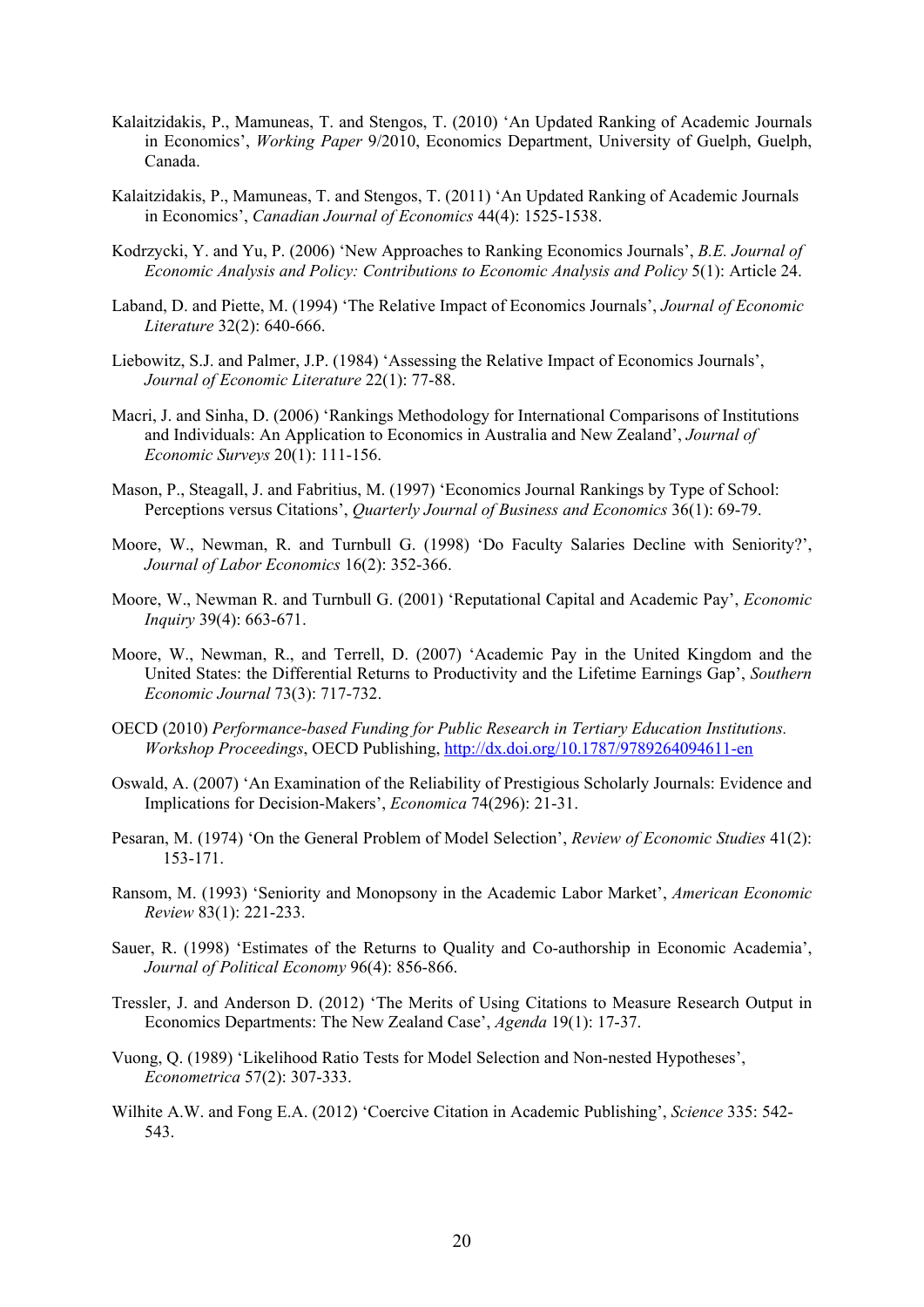Kalaitzidakis, P., Mamuneas, T. and Stengos, T. (2010) 'An Updated Ranking of Academic Journals in Economics', *Working Paper* 9/2010, Economics Department, University of Guelph, Guelph, Canada.

Kalaitzidakis, P., Mamuneas, T. and Stengos, T. (2011) 'An Updated Ranking of Academic Journals in Economics', *Canadian Journal of Economics* 44(4): 1525-1538.

Kodrzycki, Y. and Yu, P. (2006) 'New Approaches to Ranking Economics Journals', *B.E. Journal of Economic Analysis and Policy: Contributions to Economic Analysis and Policy* 5(1): Article 24.

Laband, D. and Piette, M. (1994) 'The Relative Impact of Economics Journals', *Journal of Economic Literature* 32(2): 640-666.

Liebowitz, S.J. and Palmer, J.P. (1984) 'Assessing the Relative Impact of Economics Journals', *Journal of Economic Literature* 22(1): 77-88.

Macri, J. and Sinha, D. (2006) 'Rankings Methodology for International Comparisons of Institutions and Individuals: An Application to Economics in Australia and New Zealand', *Journal of Economic Surveys* 20(1): 111-156.

Mason, P., Steagall, J. and Fabritius, M. (1997) 'Economics Journal Rankings by Type of School: Perceptions versus Citations', *Quarterly Journal of Business and Economics* 36(1): 69-79.

Moore, W., Newman, R. and Turnbull G. (1998) 'Do Faculty Salaries Decline with Seniority?', *Journal of Labor Economics* 16(2): 352-366.

Moore, W., Newman R. and Turnbull G. (2001) 'Reputational Capital and Academic Pay', *Economic Inquiry* 39(4): 663-671.

Moore, W., Newman, R., and Terrell, D. (2007) 'Academic Pay in the United Kingdom and the United States: the Differential Returns to Productivity and the Lifetime Earnings Gap', *Southern Economic Journal* 73(3): 717-732.

OECD (2010) *Performance-based Funding for Public Research in Tertiary Education Institutions. Workshop Proceedings*, OECD Publishing, http://dx.doi.org/10.1787/9789264094611-en

Oswald, A. (2007) 'An Examination of the Reliability of Prestigious Scholarly Journals: Evidence and Implications for Decision-Makers', *Economica* 74(296): 21-31.

Pesaran, M. (1974) 'On the General Problem of Model Selection', *Review of Economic Studies* 41(2): 153-171.

Ransom, M. (1993) 'Seniority and Monopsony in the Academic Labor Market', *American Economic Review* 83(1): 221-233.

Sauer, R. (1998) 'Estimates of the Returns to Quality and Co-authorship in Economic Academia', *Journal of Political Economy* 96(4): 856-866.

Tressler, J. and Anderson D. (2012) 'The Merits of Using Citations to Measure Research Output in Economics Departments: The New Zealand Case', *Agenda* 19(1): 17-37.

Vuong, Q. (1989) 'Likelihood Ratio Tests for Model Selection and Non-nested Hypotheses', *Econometrica* 57(2): 307-333.

Wilhite A.W. and Fong E.A. (2012) 'Coercive Citation in Academic Publishing', *Science* 335: 542-543.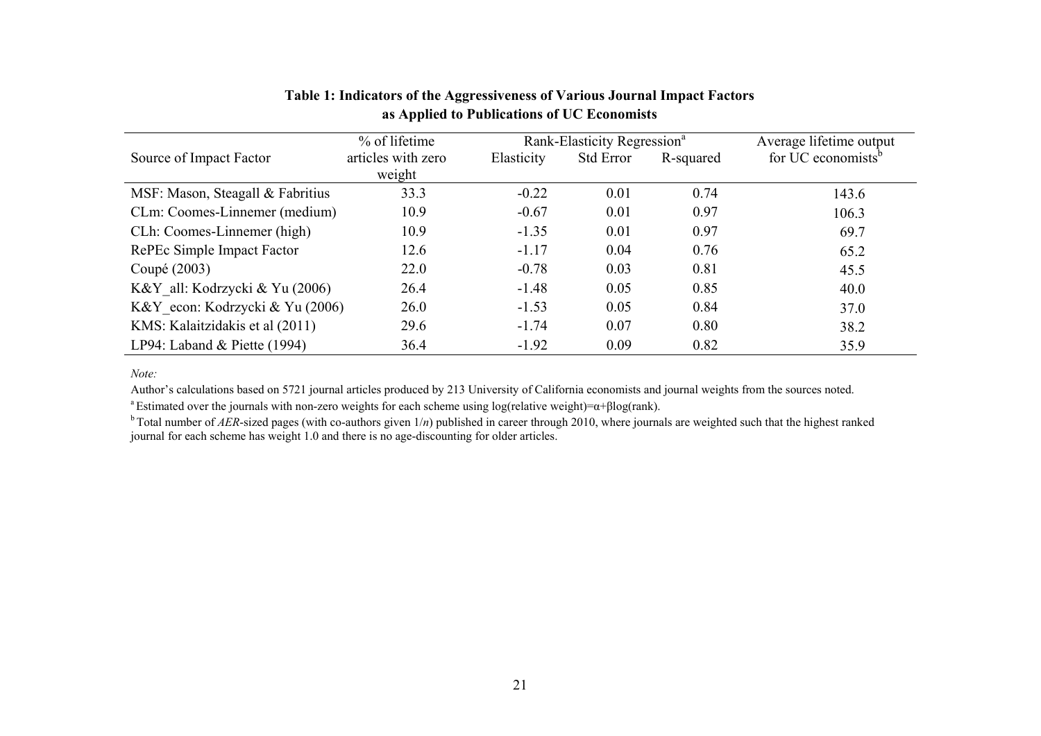**Table 1: Indicators of the Aggressiveness of Various Journal Impact Factors as Applied to Publications of UC Economists**

| Source of Impact Factor | % of lifetime articles with zero weight | Rank-Elasticity Regression[a] | | | Average lifetime output for UC economists[b] |
|---|---|---|---|---|---|
| | | Elasticity | Std Error | R-squared | |
| MSF: Mason, Steagall & Fabritius | 33.3 | -0.22 | 0.01 | 0.74 | 143.6 |
| CLm: Coomes-Linnemer (medium) | 10.9 | -0.67 | 0.01 | 0.97 | 106.3 |
| CLh: Coomes-Linnemer (high) | 10.9 | -1.35 | 0.01 | 0.97 | 69.7 |
| RePEc Simple Impact Factor | 12.6 | -1.17 | 0.04 | 0.76 | 65.2 |
| Coupé (2003) | 22.0 | -0.78 | 0.03 | 0.81 | 45.5 |
| K&Y_all: Kodrzycki & Yu (2006) | 26.4 | -1.48 | 0.05 | 0.85 | 40.0 |
| K&Y_econ: Kodrzycki & Yu (2006) | 26.0 | -1.53 | 0.05 | 0.84 | 37.0 |
| KMS: Kalaitzidakis et al (2011) | 29.6 | -1.74 | 0.07 | 0.80 | 38.2 |
| LP94: Laband & Piette (1994) | 36.4 | -1.92 | 0.09 | 0.82 | 35.9 |

*Note:*

Author's calculations based on 5721 journal articles produced by 213 University of California economists and journal weights from the sources noted.

[a] Estimated over the journals with non-zero weights for each scheme using log(relative weight)=$\alpha$+$\beta$log(rank).

[b] Total number of *AER*-sized pages (with co-authors given $1/n$) published in career through 2010, where journals are weighted such that the highest ranked journal for each scheme has weight 1.0 and there is no age-discounting for older articles.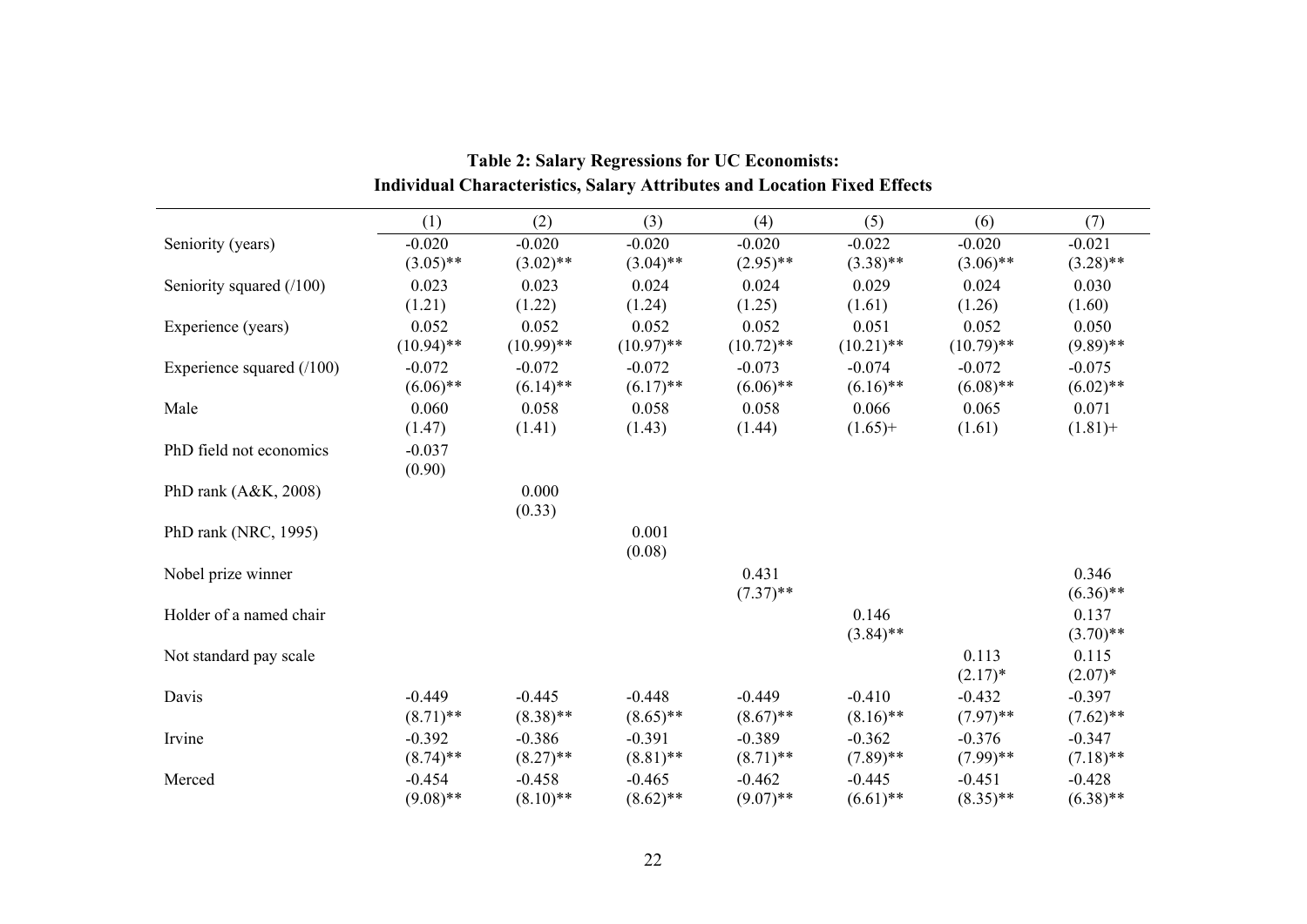**Table 2: Salary Regressions for UC Economists:**
**Individual Characteristics, Salary Attributes and Location Fixed Effects**

| | (1) | (2) | (3) | (4) | (5) | (6) | (7) |
|---|---|---|---|---|---|---|---|
| Seniority (years) | -0.020 | -0.020 | -0.020 | -0.020 | -0.022 | -0.020 | -0.021 |
| | (3.05)** | (3.02)** | (3.04)** | (2.95)** | (3.38)** | (3.06)** | (3.28)** |
| Seniority squared (/100) | 0.023 | 0.023 | 0.024 | 0.024 | 0.029 | 0.024 | 0.030 |
| | (1.21) | (1.22) | (1.24) | (1.25) | (1.61) | (1.26) | (1.60) |
| Experience (years) | 0.052 | 0.052 | 0.052 | 0.052 | 0.051 | 0.052 | 0.050 |
| | (10.94)** | (10.99)** | (10.97)** | (10.72)** | (10.21)** | (10.79)** | (9.89)** |
| Experience squared (/100) | -0.072 | -0.072 | -0.072 | -0.073 | -0.074 | -0.072 | -0.075 |
| | (6.06)** | (6.14)** | (6.17)** | (6.06)** | (6.16)** | (6.08)** | (6.02)** |
| Male | 0.060 | 0.058 | 0.058 | 0.058 | 0.066 | 0.065 | 0.071 |
| | (1.47) | (1.41) | (1.43) | (1.44) | (1.65)+ | (1.61) | (1.81)+ |
| PhD field not economics | -0.037 | | | | | | |
| | (0.90) | | | | | | |
| PhD rank (A&K, 2008) | | 0.000 | | | | | |
| | | (0.33) | | | | | |
| PhD rank (NRC, 1995) | | | 0.001 | | | | |
| | | | (0.08) | | | | |
| Nobel prize winner | | | | 0.431 | | | 0.346 |
| | | | | (7.37)** | | | (6.36)** |
| Holder of a named chair | | | | | 0.146 | | 0.137 |
| | | | | | (3.84)** | | (3.70)** |
| Not standard pay scale | | | | | | 0.113 | 0.115 |
| | | | | | | (2.17)* | (2.07)* |
| Davis | -0.449 | -0.445 | -0.448 | -0.449 | -0.410 | -0.432 | -0.397 |
| | (8.71)** | (8.38)** | (8.65)** | (8.67)** | (8.16)** | (7.97)** | (7.62)** |
| Irvine | -0.392 | -0.386 | -0.391 | -0.389 | -0.362 | -0.376 | -0.347 |
| | (8.74)** | (8.27)** | (8.81)** | (8.71)** | (7.89)** | (7.99)** | (7.18)** |
| Merced | -0.454 | -0.458 | -0.465 | -0.462 | -0.445 | -0.451 | -0.428 |
| | (9.08)** | (8.10)** | (8.62)** | (9.07)** | (6.61)** | (8.35)** | (6.38)** |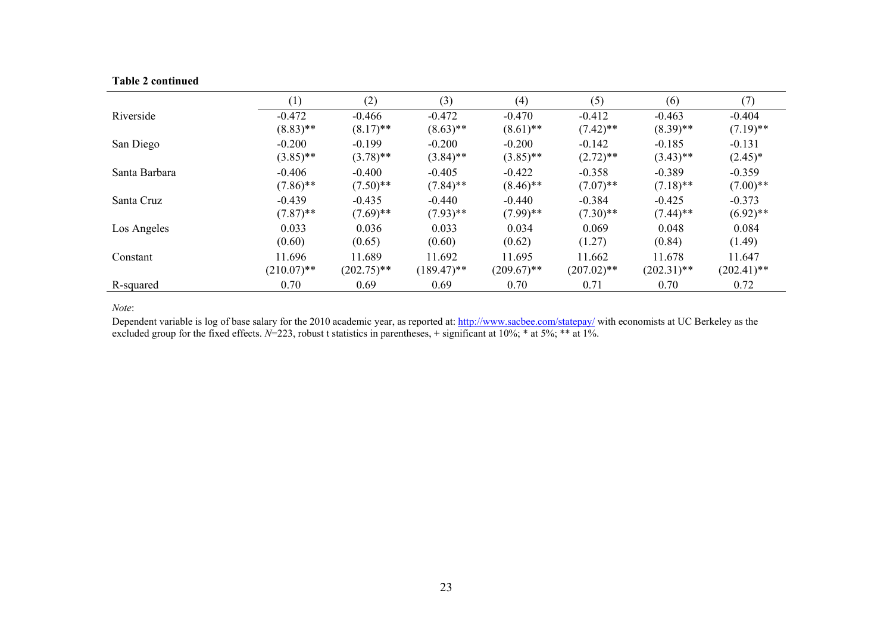**Table 2 continued**

| | (1) | (2) | (3) | (4) | (5) | (6) | (7) |
|---|---|---|---|---|---|---|---|
| Riverside | -0.472 | -0.466 | -0.472 | -0.470 | -0.412 | -0.463 | -0.404 |
| | (8.83)** | (8.17)** | (8.63)** | (8.61)** | (7.42)** | (8.39)** | (7.19)** |
| San Diego | -0.200 | -0.199 | -0.200 | -0.200 | -0.142 | -0.185 | -0.131 |
| | (3.85)** | (3.78)** | (3.84)** | (3.85)** | (2.72)** | (3.43)** | (2.45)* |
| Santa Barbara | -0.406 | -0.400 | -0.405 | -0.422 | -0.358 | -0.389 | -0.359 |
| | (7.86)** | (7.50)** | (7.84)** | (8.46)** | (7.07)** | (7.18)** | (7.00)** |
| Santa Cruz | -0.439 | -0.435 | -0.440 | -0.440 | -0.384 | -0.425 | -0.373 |
| | (7.87)** | (7.69)** | (7.93)** | (7.99)** | (7.30)** | (7.44)** | (6.92)** |
| Los Angeles | 0.033 | 0.036 | 0.033 | 0.034 | 0.069 | 0.048 | 0.084 |
| | (0.60) | (0.65) | (0.60) | (0.62) | (1.27) | (0.84) | (1.49) |
| Constant | 11.696 | 11.689 | 11.692 | 11.695 | 11.662 | 11.678 | 11.647 |
| | (210.07)** | (202.75)** | (189.47)** | (209.67)** | (207.02)** | (202.31)** | (202.41)** |
| R-squared | 0.70 | 0.69 | 0.69 | 0.70 | 0.71 | 0.70 | 0.72 |

*Note*:

Dependent variable is log of base salary for the 2010 academic year, as reported at: http://www.sacbee.com/statepay/ with economists at UC Berkeley as the excluded group for the fixed effects. *N*=223, robust t statistics in parentheses, + significant at 10%; * at 5%; ** at 1%.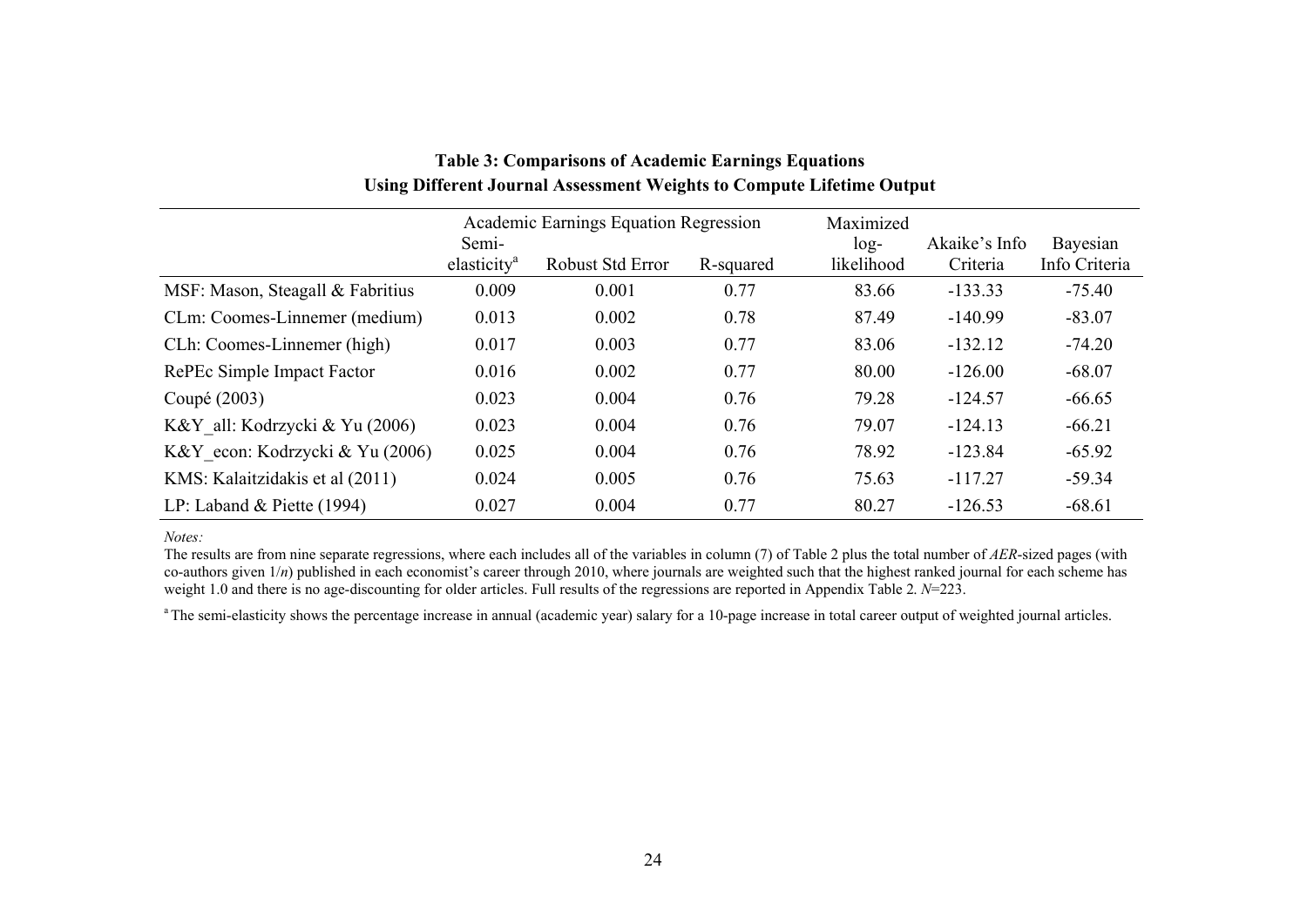**Table 3: Comparisons of Academic Earnings Equations**
**Using Different Journal Assessment Weights to Compute Lifetime Output**

| | Academic Earnings Equation Regression | | | Maximized | | |
|---|---|---|---|---|---|---|
| | Semi-elasticity[a] | Robust Std Error | R-squared | log-likelihood | Akaike's Info Criteria | Bayesian Info Criteria |
| MSF: Mason, Steagall & Fabritius | 0.009 | 0.001 | 0.77 | 83.66 | -133.33 | -75.40 |
| CLm: Coomes-Linnemer (medium) | 0.013 | 0.002 | 0.78 | 87.49 | -140.99 | -83.07 |
| CLh: Coomes-Linnemer (high) | 0.017 | 0.003 | 0.77 | 83.06 | -132.12 | -74.20 |
| RePEc Simple Impact Factor | 0.016 | 0.002 | 0.77 | 80.00 | -126.00 | -68.07 |
| Coupé (2003) | 0.023 | 0.004 | 0.76 | 79.28 | -124.57 | -66.65 |
| K&Y_all: Kodrzycki & Yu (2006) | 0.023 | 0.004 | 0.76 | 79.07 | -124.13 | -66.21 |
| K&Y_econ: Kodrzycki & Yu (2006) | 0.025 | 0.004 | 0.76 | 78.92 | -123.84 | -65.92 |
| KMS: Kalaitzidakis et al (2011) | 0.024 | 0.005 | 0.76 | 75.63 | -117.27 | -59.34 |
| LP: Laband & Piette (1994) | 0.027 | 0.004 | 0.77 | 80.27 | -126.53 | -68.61 |

*Notes:*

The results are from nine separate regressions, where each includes all of the variables in column (7) of Table 2 plus the total number of *AER*-sized pages (with co-authors given $1/n$) published in each economist's career through 2010, where journals are weighted such that the highest ranked journal for each scheme has weight 1.0 and there is no age-discounting for older articles. Full results of the regressions are reported in Appendix Table 2. $N$=223.

[a] The semi-elasticity shows the percentage increase in annual (academic year) salary for a 10-page increase in total career output of weighted journal articles.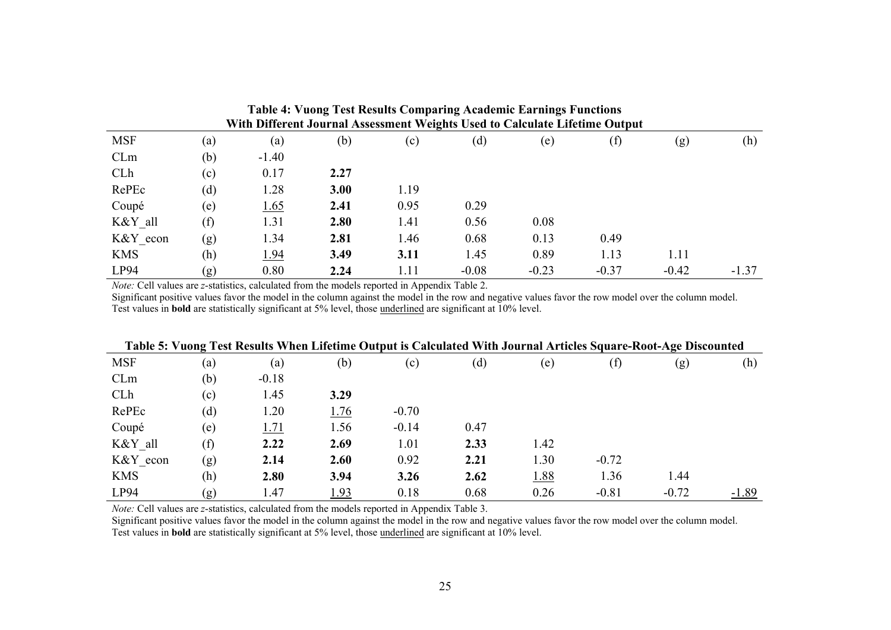**Table 4: Vuong Test Results Comparing Academic Earnings Functions With Different Journal Assessment Weights Used to Calculate Lifetime Output**

| MSF | (a) | (a) | (b) | (c) | (d) | (e) | (f) | (g) | (h) |
|---|---|---|---|---|---|---|---|---|---|
| CLm | (b) | -1.40 | | | | | | | |
| CLh | (c) | 0.17 | **2.27** | | | | | | |
| RePEc | (d) | 1.28 | **3.00** | 1.19 | | | | | |
| Coupé | (e) | <u>1.65</u> | **2.41** | 0.95 | 0.29 | | | | |
| K&Y_all | (f) | 1.31 | **2.80** | 1.41 | 0.56 | 0.08 | | | |
| K&Y_econ | (g) | 1.34 | **2.81** | 1.46 | 0.68 | 0.13 | 0.49 | | |
| KMS | (h) | <u>1.94</u> | **3.49** | **3.11** | 1.45 | 0.89 | 1.13 | 1.11 | |
| LP94 | (g) | 0.80 | **2.24** | 1.11 | -0.08 | -0.23 | -0.37 | -0.42 | -1.37 |

*Note:* Cell values are *z*-statistics, calculated from the models reported in Appendix Table 2.
Significant positive values favor the model in the column against the model in the row and negative values favor the row model over the column model.
Test values in **bold** are statistically significant at 5% level, those <u>underlined</u> are significant at 10% level.

**Table 5: Vuong Test Results When Lifetime Output is Calculated With Journal Articles Square-Root-Age Discounted**

| MSF | (a) | (a) | (b) | (c) | (d) | (e) | (f) | (g) | (h) |
|---|---|---|---|---|---|---|---|---|---|
| CLm | (b) | -0.18 | | | | | | | |
| CLh | (c) | 1.45 | **3.29** | | | | | | |
| RePEc | (d) | 1.20 | <u>1.76</u> | -0.70 | | | | | |
| Coupé | (e) | <u>1.71</u> | 1.56 | -0.14 | 0.47 | | | | |
| K&Y_all | (f) | **2.22** | **2.69** | 1.01 | **2.33** | 1.42 | | | |
| K&Y_econ | (g) | **2.14** | **2.60** | 0.92 | **2.21** | 1.30 | -0.72 | | |
| KMS | (h) | **2.80** | **3.94** | **3.26** | **2.62** | <u>1.88</u> | 1.36 | 1.44 | |
| LP94 | (g) | 1.47 | <u>1.93</u> | 0.18 | 0.68 | 0.26 | -0.81 | -0.72 | <u>-1.89</u> |

*Note:* Cell values are *z*-statistics, calculated from the models reported in Appendix Table 3.
Significant positive values favor the model in the column against the model in the row and negative values favor the row model over the column model.
Test values in **bold** are statistically significant at 5% level, those <u>underlined</u> are significant at 10% level.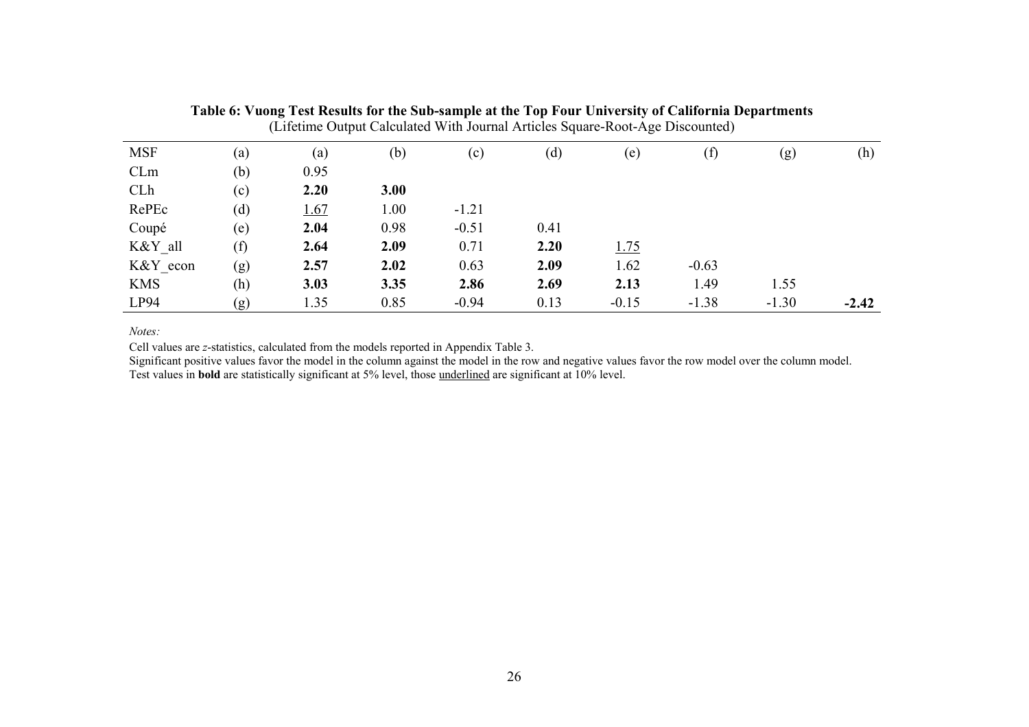**Table 6: Vuong Test Results for the Sub-sample at the Top Four University of California Departments**
(Lifetime Output Calculated With Journal Articles Square-Root-Age Discounted)

| MSF | (a) | (a) | (b) | (c) | (d) | (e) | (f) | (g) | (h) |
|---|---|---|---|---|---|---|---|---|---|
| CLm | (b) | 0.95 | | | | | | | |
| CLh | (c) | **2.20** | **3.00** | | | | | | |
| RePEc | (d) | <u>1.67</u> | 1.00 | -1.21 | | | | | |
| Coupé | (e) | **2.04** | 0.98 | -0.51 | 0.41 | | | | |
| K&Y_all | (f) | **2.64** | **2.09** | 0.71 | **2.20** | <u>1.75</u> | | | |
| K&Y_econ | (g) | **2.57** | **2.02** | 0.63 | **2.09** | 1.62 | -0.63 | | |
| KMS | (h) | **3.03** | **3.35** | **2.86** | **2.69** | **2.13** | 1.49 | 1.55 | |
| LP94 | (g) | 1.35 | 0.85 | -0.94 | 0.13 | -0.15 | -1.38 | -1.30 | **-2.42** |

*Notes:*

Cell values are *z*-statistics, calculated from the models reported in Appendix Table 3.

Significant positive values favor the model in the column against the model in the row and negative values favor the row model over the column model.

Test values in **bold** are statistically significant at 5% level, those <u>underlined</u> are significant at 10% level.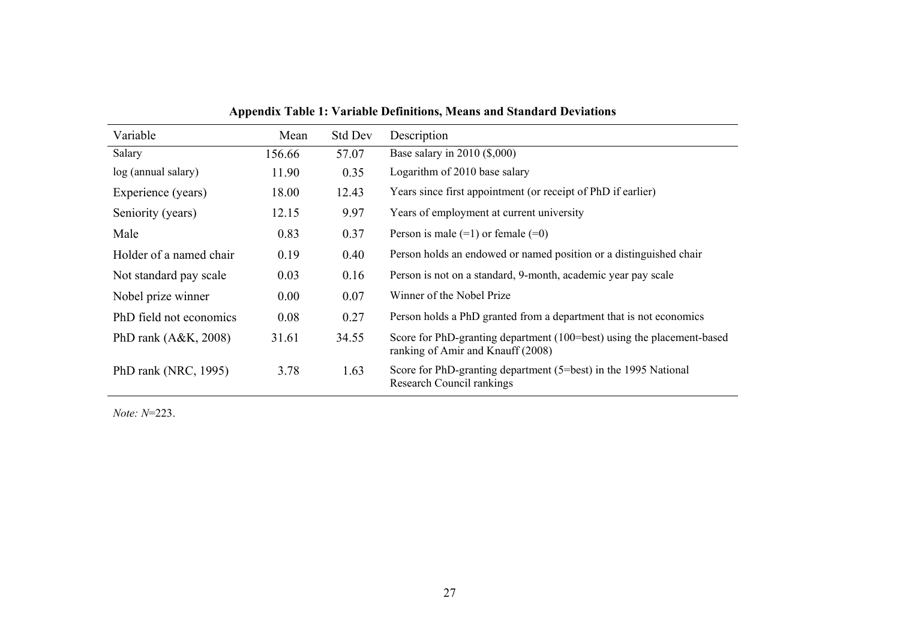**Appendix Table 1: Variable Definitions, Means and Standard Deviations**

| Variable | Mean | Std Dev | Description |
|---|---|---|---|
| Salary | 156.66 | 57.07 | Base salary in 2010 ($,000) |
| log (annual salary) | 11.90 | 0.35 | Logarithm of 2010 base salary |
| Experience (years) | 18.00 | 12.43 | Years since first appointment (or receipt of PhD if earlier) |
| Seniority (years) | 12.15 | 9.97 | Years of employment at current university |
| Male | 0.83 | 0.37 | Person is male (=1) or female (=0) |
| Holder of a named chair | 0.19 | 0.40 | Person holds an endowed or named position or a distinguished chair |
| Not standard pay scale | 0.03 | 0.16 | Person is not on a standard, 9-month, academic year pay scale |
| Nobel prize winner | 0.00 | 0.07 | Winner of the Nobel Prize |
| PhD field not economics | 0.08 | 0.27 | Person holds a PhD granted from a department that is not economics |
| PhD rank (A&K, 2008) | 31.61 | 34.55 | Score for PhD-granting department (100=best) using the placement-based ranking of Amir and Knauff (2008) |
| PhD rank (NRC, 1995) | 3.78 | 1.63 | Score for PhD-granting department (5=best) in the 1995 National Research Council rankings |

*Note: N*=223.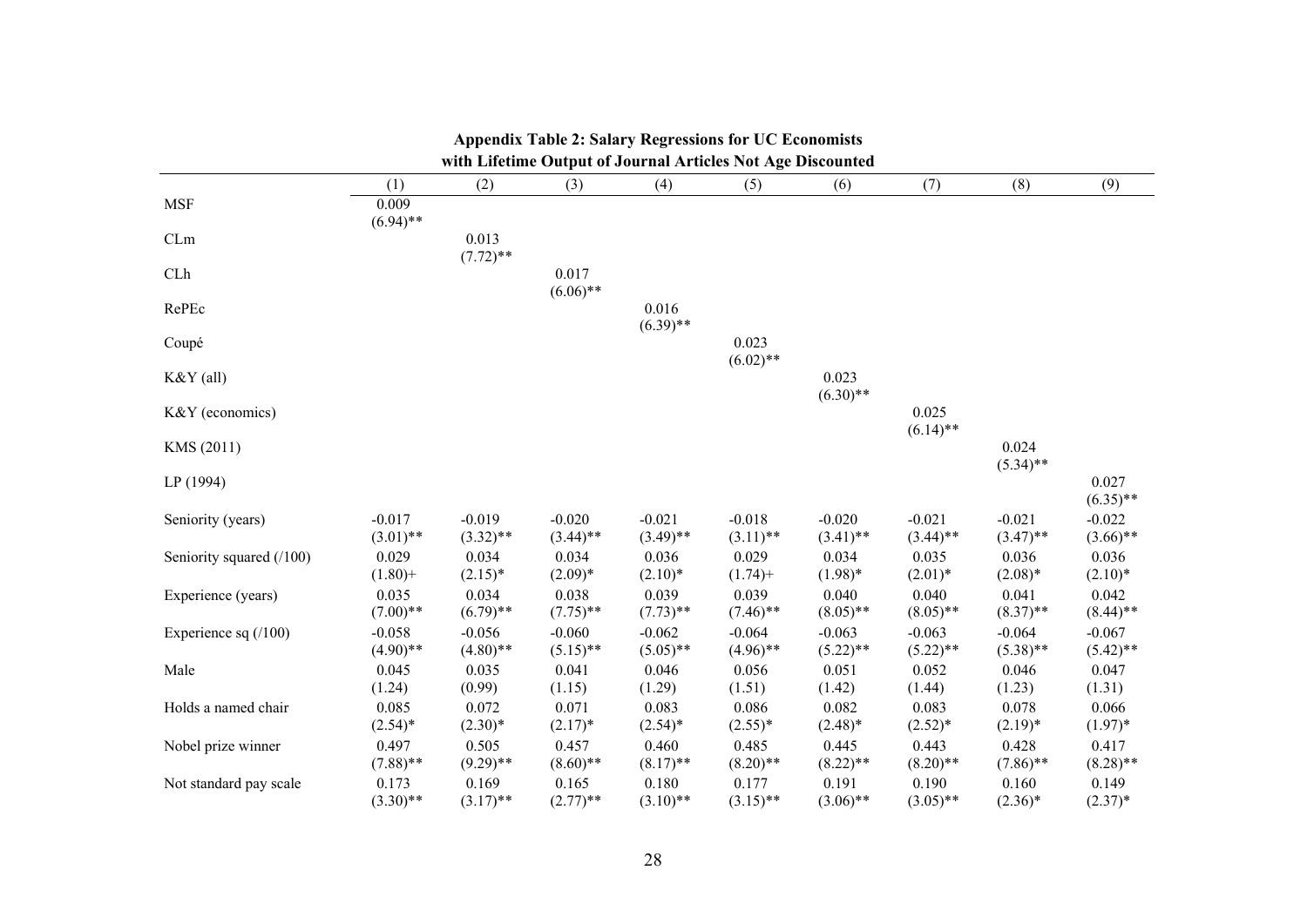**Appendix Table 2: Salary Regressions for UC Economists with Lifetime Output of Journal Articles Not Age Discounted**

| | (1) | (2) | (3) | (4) | (5) | (6) | (7) | (8) | (9) |
|---|---|---|---|---|---|---|---|---|---|
| MSF | 0.009 | | | | | | | | |
| | (6.94)** | | | | | | | | |
| CLm | | 0.013 | | | | | | | |
| | | (7.72)** | | | | | | | |
| CLh | | | 0.017 | | | | | | |
| | | | (6.06)** | | | | | | |
| RePEc | | | | 0.016 | | | | | |
| | | | | (6.39)** | | | | | |
| Coupé | | | | | 0.023 | | | | |
| | | | | | (6.02)** | | | | |
| K&Y (all) | | | | | | 0.023 | | | |
| | | | | | | (6.30)** | | | |
| K&Y (economics) | | | | | | | 0.025 | | |
| | | | | | | | (6.14)** | | |
| KMS (2011) | | | | | | | | 0.024 | |
| | | | | | | | | (5.34)** | |
| LP (1994) | | | | | | | | | 0.027 |
| | | | | | | | | | (6.35)** |
| Seniority (years) | -0.017 | -0.019 | -0.020 | -0.021 | -0.018 | -0.020 | -0.021 | -0.021 | -0.022 |
| | (3.01)** | (3.32)** | (3.44)** | (3.49)** | (3.11)** | (3.41)** | (3.44)** | (3.47)** | (3.66)** |
| Seniority squared (/100) | 0.029 | 0.034 | 0.034 | 0.036 | 0.029 | 0.034 | 0.035 | 0.036 | 0.036 |
| | (1.80)+ | (2.15)* | (2.09)* | (2.10)* | (1.74)+ | (1.98)* | (2.01)* | (2.08)* | (2.10)* |
| Experience (years) | 0.035 | 0.034 | 0.038 | 0.039 | 0.039 | 0.040 | 0.040 | 0.041 | 0.042 |
| | (7.00)** | (6.79)** | (7.75)** | (7.73)** | (7.46)** | (8.05)** | (8.05)** | (8.37)** | (8.44)** |
| Experience sq (/100) | -0.058 | -0.056 | -0.060 | -0.062 | -0.064 | -0.063 | -0.063 | -0.064 | -0.067 |
| | (4.90)** | (4.80)** | (5.15)** | (5.05)** | (4.96)** | (5.22)** | (5.22)** | (5.38)** | (5.42)** |
| Male | 0.045 | 0.035 | 0.041 | 0.046 | 0.056 | 0.051 | 0.052 | 0.046 | 0.047 |
| | (1.24) | (0.99) | (1.15) | (1.29) | (1.51) | (1.42) | (1.44) | (1.23) | (1.31) |
| Holds a named chair | 0.085 | 0.072 | 0.071 | 0.083 | 0.086 | 0.082 | 0.083 | 0.078 | 0.066 |
| | (2.54)* | (2.30)* | (2.17)* | (2.54)* | (2.55)* | (2.48)* | (2.52)* | (2.19)* | (1.97)* |
| Nobel prize winner | 0.497 | 0.505 | 0.457 | 0.460 | 0.485 | 0.445 | 0.443 | 0.428 | 0.417 |
| | (7.88)** | (9.29)** | (8.60)** | (8.17)** | (8.20)** | (8.22)** | (8.20)** | (7.86)** | (8.28)** |
| Not standard pay scale | 0.173 | 0.169 | 0.165 | 0.180 | 0.177 | 0.191 | 0.190 | 0.160 | 0.149 |
| | (3.30)** | (3.17)** | (2.77)** | (3.10)** | (3.15)** | (3.06)** | (3.05)** | (2.36)* | (2.37)* |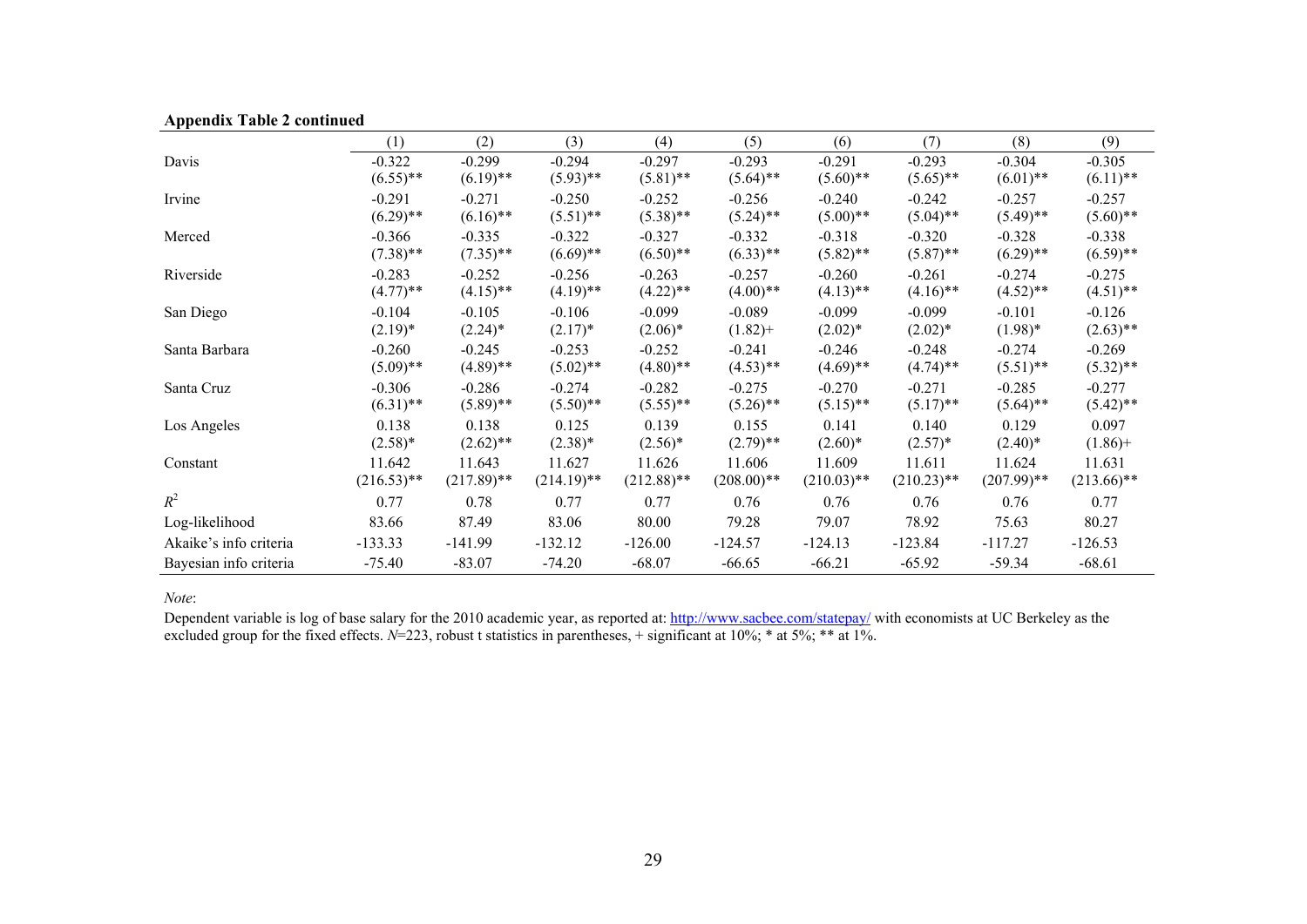**Appendix Table 2 continued**

| | (1) | (2) | (3) | (4) | (5) | (6) | (7) | (8) | (9) |
|---|---|---|---|---|---|---|---|---|---|
| Davis | -0.322 | -0.299 | -0.294 | -0.297 | -0.293 | -0.291 | -0.293 | -0.304 | -0.305 |
| | (6.55)** | (6.19)** | (5.93)** | (5.81)** | (5.64)** | (5.60)** | (5.65)** | (6.01)** | (6.11)** |
| Irvine | -0.291 | -0.271 | -0.250 | -0.252 | -0.256 | -0.240 | -0.242 | -0.257 | -0.257 |
| | (6.29)** | (6.16)** | (5.51)** | (5.38)** | (5.24)** | (5.00)** | (5.04)** | (5.49)** | (5.60)** |
| Merced | -0.366 | -0.335 | -0.322 | -0.327 | -0.332 | -0.318 | -0.320 | -0.328 | -0.338 |
| | (7.38)** | (7.35)** | (6.69)** | (6.50)** | (6.33)** | (5.82)** | (5.87)** | (6.29)** | (6.59)** |
| Riverside | -0.283 | -0.252 | -0.256 | -0.263 | -0.257 | -0.260 | -0.261 | -0.274 | -0.275 |
| | (4.77)** | (4.15)** | (4.19)** | (4.22)** | (4.00)** | (4.13)** | (4.16)** | (4.52)** | (4.51)** |
| San Diego | -0.104 | -0.105 | -0.106 | -0.099 | -0.089 | -0.099 | -0.099 | -0.101 | -0.126 |
| | (2.19)* | (2.24)* | (2.17)* | (2.06)* | (1.82)+ | (2.02)* | (2.02)* | (1.98)* | (2.63)** |
| Santa Barbara | -0.260 | -0.245 | -0.253 | -0.252 | -0.241 | -0.246 | -0.248 | -0.274 | -0.269 |
| | (5.09)** | (4.89)** | (5.02)** | (4.80)** | (4.53)** | (4.69)** | (4.74)** | (5.51)** | (5.32)** |
| Santa Cruz | -0.306 | -0.286 | -0.274 | -0.282 | -0.275 | -0.270 | -0.271 | -0.285 | -0.277 |
| | (6.31)** | (5.89)** | (5.50)** | (5.55)** | (5.26)** | (5.15)** | (5.17)** | (5.64)** | (5.42)** |
| Los Angeles | 0.138 | 0.138 | 0.125 | 0.139 | 0.155 | 0.141 | 0.140 | 0.129 | 0.097 |
| | (2.58)* | (2.62)** | (2.38)* | (2.56)* | (2.79)** | (2.60)* | (2.57)* | (2.40)* | (1.86)+ |
| Constant | 11.642 | 11.643 | 11.627 | 11.626 | 11.606 | 11.609 | 11.611 | 11.624 | 11.631 |
| | (216.53)** | (217.89)** | (214.19)** | (212.88)** | (208.00)** | (210.03)** | (210.23)** | (207.99)** | (213.66)** |
| $R^2$ | 0.77 | 0.78 | 0.77 | 0.77 | 0.76 | 0.76 | 0.76 | 0.76 | 0.77 |
| Log-likelihood | 83.66 | 87.49 | 83.06 | 80.00 | 79.28 | 79.07 | 78.92 | 75.63 | 80.27 |
| Akaike's info criteria | -133.33 | -141.99 | -132.12 | -126.00 | -124.57 | -124.13 | -123.84 | -117.27 | -126.53 |
| Bayesian info criteria | -75.40 | -83.07 | -74.20 | -68.07 | -66.65 | -66.21 | -65.92 | -59.34 | -68.61 |

*Note*:

Dependent variable is log of base salary for the 2010 academic year, as reported at: http://www.sacbee.com/statepay/ with economists at UC Berkeley as the excluded group for the fixed effects. $N$=223, robust t statistics in parentheses, + significant at 10%; * at 5%; ** at 1%.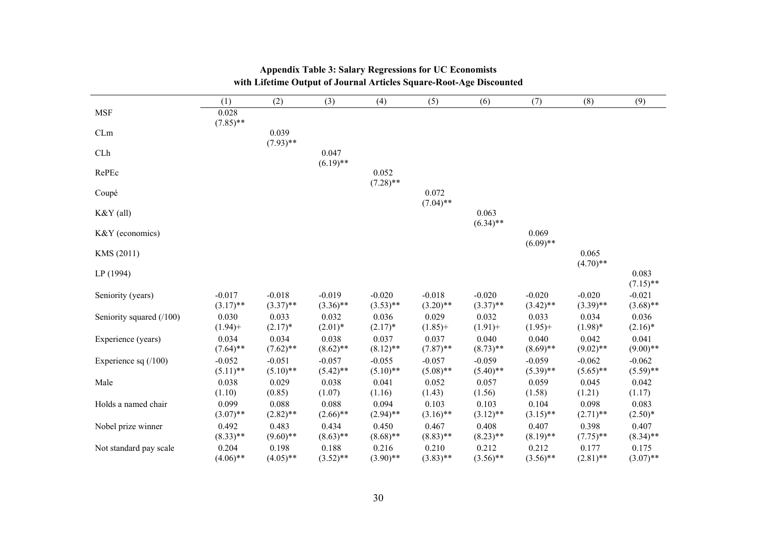**Appendix Table 3: Salary Regressions for UC Economists with Lifetime Output of Journal Articles Square-Root-Age Discounted**

| | (1) | (2) | (3) | (4) | (5) | (6) | (7) | (8) | (9) |
|---|---|---|---|---|---|---|---|---|---|
| MSF | 0.028 | | | | | | | | |
| | (7.85)** | | | | | | | | |
| CLm | | 0.039 | | | | | | | |
| | | (7.93)** | | | | | | | |
| CLh | | | 0.047 | | | | | | |
| | | | (6.19)** | | | | | | |
| RePEc | | | | 0.052 | | | | | |
| | | | | (7.28)** | | | | | |
| Coupé | | | | | 0.072 | | | | |
| | | | | | (7.04)** | | | | |
| K&Y (all) | | | | | | 0.063 | | | |
| | | | | | | (6.34)** | | | |
| K&Y (economics) | | | | | | | 0.069 | | |
| | | | | | | | (6.09)** | | |
| KMS (2011) | | | | | | | | 0.065 | |
| | | | | | | | | (4.70)** | |
| LP (1994) | | | | | | | | | 0.083 |
| | | | | | | | | | (7.15)** |
| Seniority (years) | -0.017 | -0.018 | -0.019 | -0.020 | -0.018 | -0.020 | -0.020 | -0.020 | -0.021 |
| | (3.17)** | (3.37)** | (3.36)** | (3.53)** | (3.20)** | (3.37)** | (3.42)** | (3.39)** | (3.68)** |
| Seniority squared (/100) | 0.030 | 0.033 | 0.032 | 0.036 | 0.029 | 0.032 | 0.033 | 0.034 | 0.036 |
| | (1.94)+ | (2.17)* | (2.01)* | (2.17)* | (1.85)+ | (1.91)+ | (1.95)+ | (1.98)* | (2.16)* |
| Experience (years) | 0.034 | 0.034 | 0.038 | 0.037 | 0.037 | 0.040 | 0.040 | 0.042 | 0.041 |
| | (7.64)** | (7.62)** | (8.62)** | (8.12)** | (7.87)** | (8.73)** | (8.69)** | (9.02)** | (9.00)** |
| Experience sq (/100) | -0.052 | -0.051 | -0.057 | -0.055 | -0.057 | -0.059 | -0.059 | -0.062 | -0.062 |
| | (5.11)** | (5.10)** | (5.42)** | (5.10)** | (5.08)** | (5.40)** | (5.39)** | (5.65)** | (5.59)** |
| Male | 0.038 | 0.029 | 0.038 | 0.041 | 0.052 | 0.057 | 0.059 | 0.045 | 0.042 |
| | (1.10) | (0.85) | (1.07) | (1.16) | (1.43) | (1.56) | (1.58) | (1.21) | (1.17) |
| Holds a named chair | 0.099 | 0.088 | 0.088 | 0.094 | 0.103 | 0.103 | 0.104 | 0.098 | 0.083 |
| | (3.07)** | (2.82)** | (2.66)** | (2.94)** | (3.16)** | (3.12)** | (3.15)** | (2.71)** | (2.50)* |
| Nobel prize winner | 0.492 | 0.483 | 0.434 | 0.450 | 0.467 | 0.408 | 0.407 | 0.398 | 0.407 |
| | (8.33)** | (9.60)** | (8.63)** | (8.68)** | (8.83)** | (8.23)** | (8.19)** | (7.75)** | (8.34)** |
| Not standard pay scale | 0.204 | 0.198 | 0.188 | 0.216 | 0.210 | 0.212 | 0.212 | 0.177 | 0.175 |
| | (4.06)** | (4.05)** | (3.52)** | (3.90)** | (3.83)** | (3.56)** | (3.56)** | (2.81)** | (3.07)** |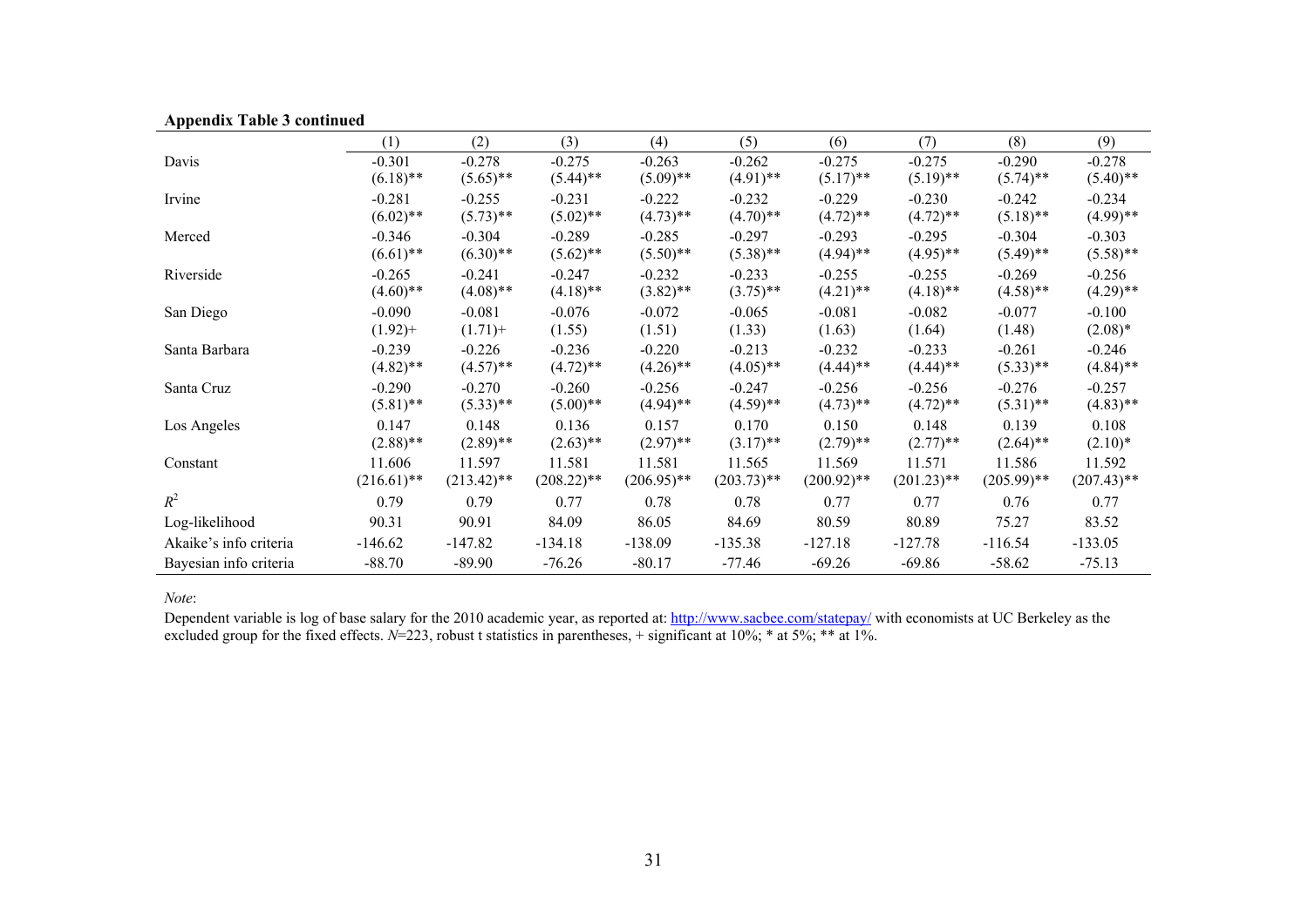**Appendix Table 3 continued**

| | (1) | (2) | (3) | (4) | (5) | (6) | (7) | (8) | (9) |
|---|---|---|---|---|---|---|---|---|---|
| Davis | -0.301 | -0.278 | -0.275 | -0.263 | -0.262 | -0.275 | -0.275 | -0.290 | -0.278 |
| | (6.18)** | (5.65)** | (5.44)** | (5.09)** | (4.91)** | (5.17)** | (5.19)** | (5.74)** | (5.40)** |
| Irvine | -0.281 | -0.255 | -0.231 | -0.222 | -0.232 | -0.229 | -0.230 | -0.242 | -0.234 |
| | (6.02)** | (5.73)** | (5.02)** | (4.73)** | (4.70)** | (4.72)** | (4.72)** | (5.18)** | (4.99)** |
| Merced | -0.346 | -0.304 | -0.289 | -0.285 | -0.297 | -0.293 | -0.295 | -0.304 | -0.303 |
| | (6.61)** | (6.30)** | (5.62)** | (5.50)** | (5.38)** | (4.94)** | (4.95)** | (5.49)** | (5.58)** |
| Riverside | -0.265 | -0.241 | -0.247 | -0.232 | -0.233 | -0.255 | -0.255 | -0.269 | -0.256 |
| | (4.60)** | (4.08)** | (4.18)** | (3.82)** | (3.75)** | (4.21)** | (4.18)** | (4.58)** | (4.29)** |
| San Diego | -0.090 | -0.081 | -0.076 | -0.072 | -0.065 | -0.081 | -0.082 | -0.077 | -0.100 |
| | (1.92)+ | (1.71)+ | (1.55) | (1.51) | (1.33) | (1.63) | (1.64) | (1.48) | (2.08)* |
| Santa Barbara | -0.239 | -0.226 | -0.236 | -0.220 | -0.213 | -0.232 | -0.233 | -0.261 | -0.246 |
| | (4.82)** | (4.57)** | (4.72)** | (4.26)** | (4.05)** | (4.44)** | (4.44)** | (5.33)** | (4.84)** |
| Santa Cruz | -0.290 | -0.270 | -0.260 | -0.256 | -0.247 | -0.256 | -0.256 | -0.276 | -0.257 |
| | (5.81)** | (5.33)** | (5.00)** | (4.94)** | (4.59)** | (4.73)** | (4.72)** | (5.31)** | (4.83)** |
| Los Angeles | 0.147 | 0.148 | 0.136 | 0.157 | 0.170 | 0.150 | 0.148 | 0.139 | 0.108 |
| | (2.88)** | (2.89)** | (2.63)** | (2.97)** | (3.17)** | (2.79)** | (2.77)** | (2.64)** | (2.10)* |
| Constant | 11.606 | 11.597 | 11.581 | 11.581 | 11.565 | 11.569 | 11.571 | 11.586 | 11.592 |
| | (216.61)** | (213.42)** | (208.22)** | (206.95)** | (203.73)** | (200.92)** | (201.23)** | (205.99)** | (207.43)** |
| $R^2$ | 0.79 | 0.79 | 0.77 | 0.78 | 0.78 | 0.77 | 0.77 | 0.76 | 0.77 |
| Log-likelihood | 90.31 | 90.91 | 84.09 | 86.05 | 84.69 | 80.59 | 80.89 | 75.27 | 83.52 |
| Akaike's info criteria | -146.62 | -147.82 | -134.18 | -138.09 | -135.38 | -127.18 | -127.78 | -116.54 | -133.05 |
| Bayesian info criteria | -88.70 | -89.90 | -76.26 | -80.17 | -77.46 | -69.26 | -69.86 | -58.62 | -75.13 |

*Note*:

Dependent variable is log of base salary for the 2010 academic year, as reported at: http://www.sacbee.com/statepay/ with economists at UC Berkeley as the excluded group for the fixed effects. $N$=223, robust t statistics in parentheses, + significant at 10%; * at 5%; ** at 1%.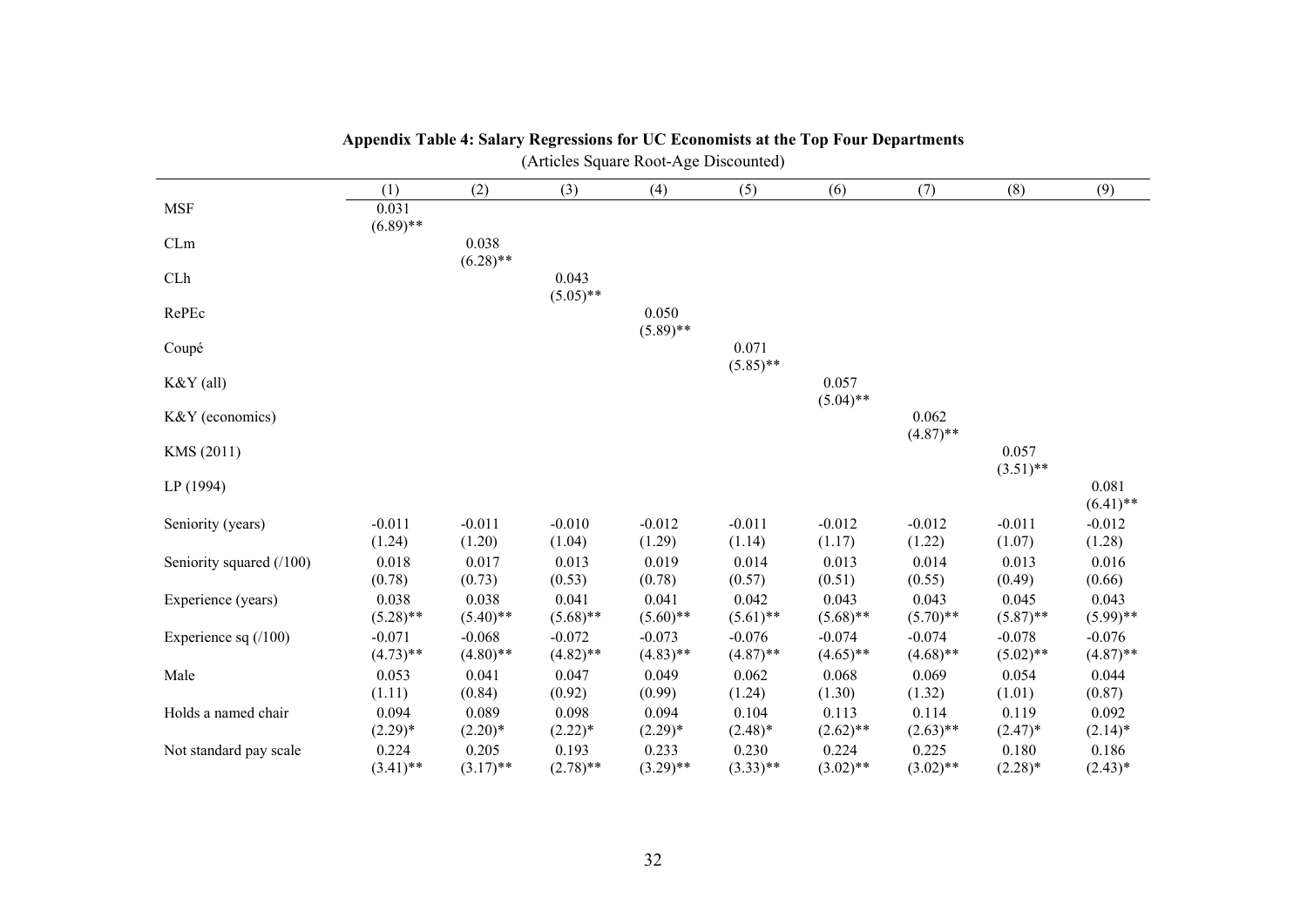**Appendix Table 4: Salary Regressions for UC Economists at the Top Four Departments**

(Articles Square Root-Age Discounted)

| | (1) | (2) | (3) | (4) | (5) | (6) | (7) | (8) | (9) |
|---|---|---|---|---|---|---|---|---|---|
| MSF | 0.031 | | | | | | | | |
| | (6.89)** | | | | | | | | |
| CLm | | 0.038 | | | | | | | |
| | | (6.28)** | | | | | | | |
| CLh | | | 0.043 | | | | | | |
| | | | (5.05)** | | | | | | |
| RePEc | | | | 0.050 | | | | | |
| | | | | (5.89)** | | | | | |
| Coupé | | | | | 0.071 | | | | |
| | | | | | (5.85)** | | | | |
| K&Y (all) | | | | | | 0.057 | | | |
| | | | | | | (5.04)** | | | |
| K&Y (economics) | | | | | | | 0.062 | | |
| | | | | | | | (4.87)** | | |
| KMS (2011) | | | | | | | | 0.057 | |
| | | | | | | | | (3.51)** | |
| LP (1994) | | | | | | | | | 0.081 |
| | | | | | | | | | (6.41)** |
| Seniority (years) | -0.011 | -0.011 | -0.010 | -0.012 | -0.011 | -0.012 | -0.012 | -0.011 | -0.012 |
| | (1.24) | (1.20) | (1.04) | (1.29) | (1.14) | (1.17) | (1.22) | (1.07) | (1.28) |
| Seniority squared (/100) | 0.018 | 0.017 | 0.013 | 0.019 | 0.014 | 0.013 | 0.014 | 0.013 | 0.016 |
| | (0.78) | (0.73) | (0.53) | (0.78) | (0.57) | (0.51) | (0.55) | (0.49) | (0.66) |
| Experience (years) | 0.038 | 0.038 | 0.041 | 0.041 | 0.042 | 0.043 | 0.043 | 0.045 | 0.043 |
| | (5.28)** | (5.40)** | (5.68)** | (5.60)** | (5.61)** | (5.68)** | (5.70)** | (5.87)** | (5.99)** |
| Experience sq (/100) | -0.071 | -0.068 | -0.072 | -0.073 | -0.076 | -0.074 | -0.074 | -0.078 | -0.076 |
| | (4.73)** | (4.80)** | (4.82)** | (4.83)** | (4.87)** | (4.65)** | (4.68)** | (5.02)** | (4.87)** |
| Male | 0.053 | 0.041 | 0.047 | 0.049 | 0.062 | 0.068 | 0.069 | 0.054 | 0.044 |
| | (1.11) | (0.84) | (0.92) | (0.99) | (1.24) | (1.30) | (1.32) | (1.01) | (0.87) |
| Holds a named chair | 0.094 | 0.089 | 0.098 | 0.094 | 0.104 | 0.113 | 0.114 | 0.119 | 0.092 |
| | (2.29)* | (2.20)* | (2.22)* | (2.29)* | (2.48)* | (2.62)** | (2.63)** | (2.47)* | (2.14)* |
| Not standard pay scale | 0.224 | 0.205 | 0.193 | 0.233 | 0.230 | 0.224 | 0.225 | 0.180 | 0.186 |
| | (3.41)** | (3.17)** | (2.78)** | (3.29)** | (3.33)** | (3.02)** | (3.02)** | (2.28)* | (2.43)* |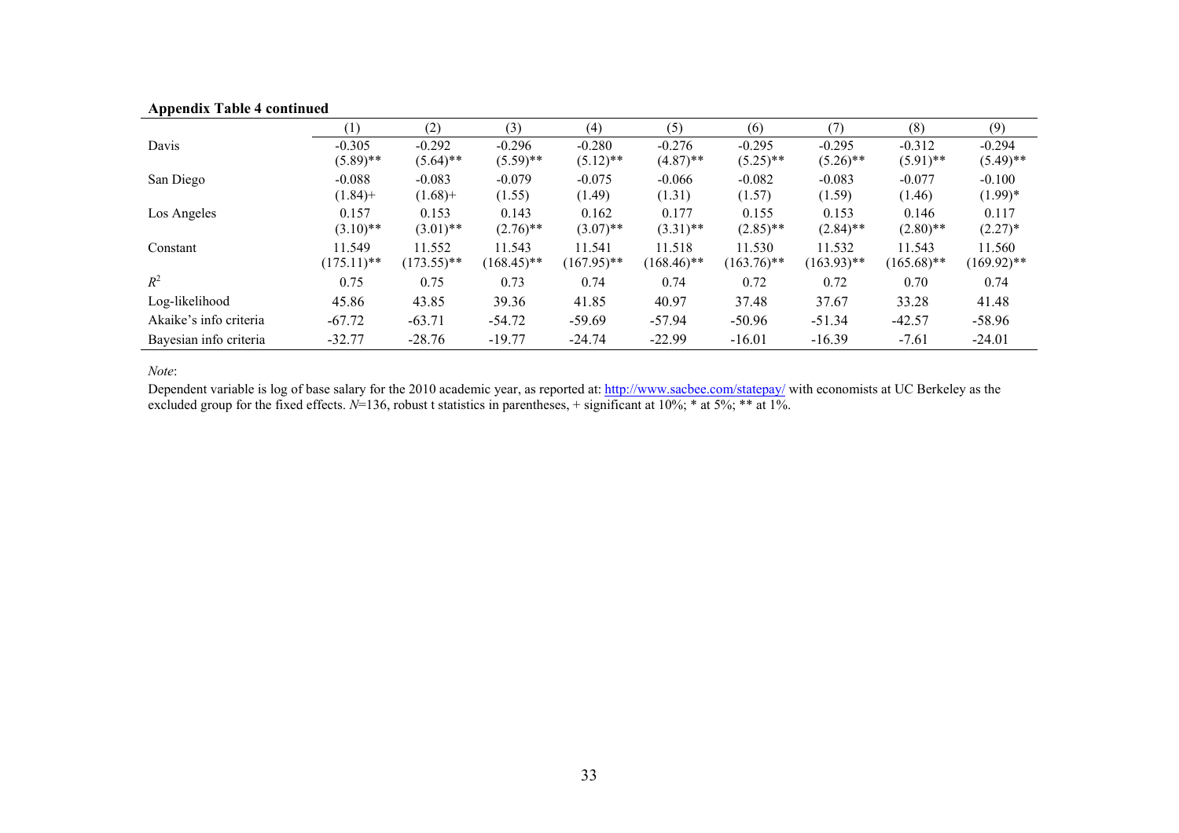**Appendix Table 4 continued**

| | (1) | (2) | (3) | (4) | (5) | (6) | (7) | (8) | (9) |
|---|---|---|---|---|---|---|---|---|---|
| Davis | -0.305 | -0.292 | -0.296 | -0.280 | -0.276 | -0.295 | -0.295 | -0.312 | -0.294 |
| | (5.89)** | (5.64)** | (5.59)** | (5.12)** | (4.87)** | (5.25)** | (5.26)** | (5.91)** | (5.49)** |
| San Diego | -0.088 | -0.083 | -0.079 | -0.075 | -0.066 | -0.082 | -0.083 | -0.077 | -0.100 |
| | (1.84)+ | (1.68)+ | (1.55) | (1.49) | (1.31) | (1.57) | (1.59) | (1.46) | (1.99)* |
| Los Angeles | 0.157 | 0.153 | 0.143 | 0.162 | 0.177 | 0.155 | 0.153 | 0.146 | 0.117 |
| | (3.10)** | (3.01)** | (2.76)** | (3.07)** | (3.31)** | (2.85)** | (2.84)** | (2.80)** | (2.27)* |
| Constant | 11.549 | 11.552 | 11.543 | 11.541 | 11.518 | 11.530 | 11.532 | 11.543 | 11.560 |
| | (175.11)** | (173.55)** | (168.45)** | (167.95)** | (168.46)** | (163.76)** | (163.93)** | (165.68)** | (169.92)** |
| $R^2$ | 0.75 | 0.75 | 0.73 | 0.74 | 0.74 | 0.72 | 0.72 | 0.70 | 0.74 |
| Log-likelihood | 45.86 | 43.85 | 39.36 | 41.85 | 40.97 | 37.48 | 37.67 | 33.28 | 41.48 |
| Akaike's info criteria | -67.72 | -63.71 | -54.72 | -59.69 | -57.94 | -50.96 | -51.34 | -42.57 | -58.96 |
| Bayesian info criteria | -32.77 | -28.76 | -19.77 | -24.74 | -22.99 | -16.01 | -16.39 | -7.61 | -24.01 |

*Note*:

Dependent variable is log of base salary for the 2010 academic year, as reported at: http://www.sacbee.com/statepay/ with economists at UC Berkeley as the excluded group for the fixed effects. $N$=136, robust t statistics in parentheses, + significant at 10%; * at 5%; ** at 1%.